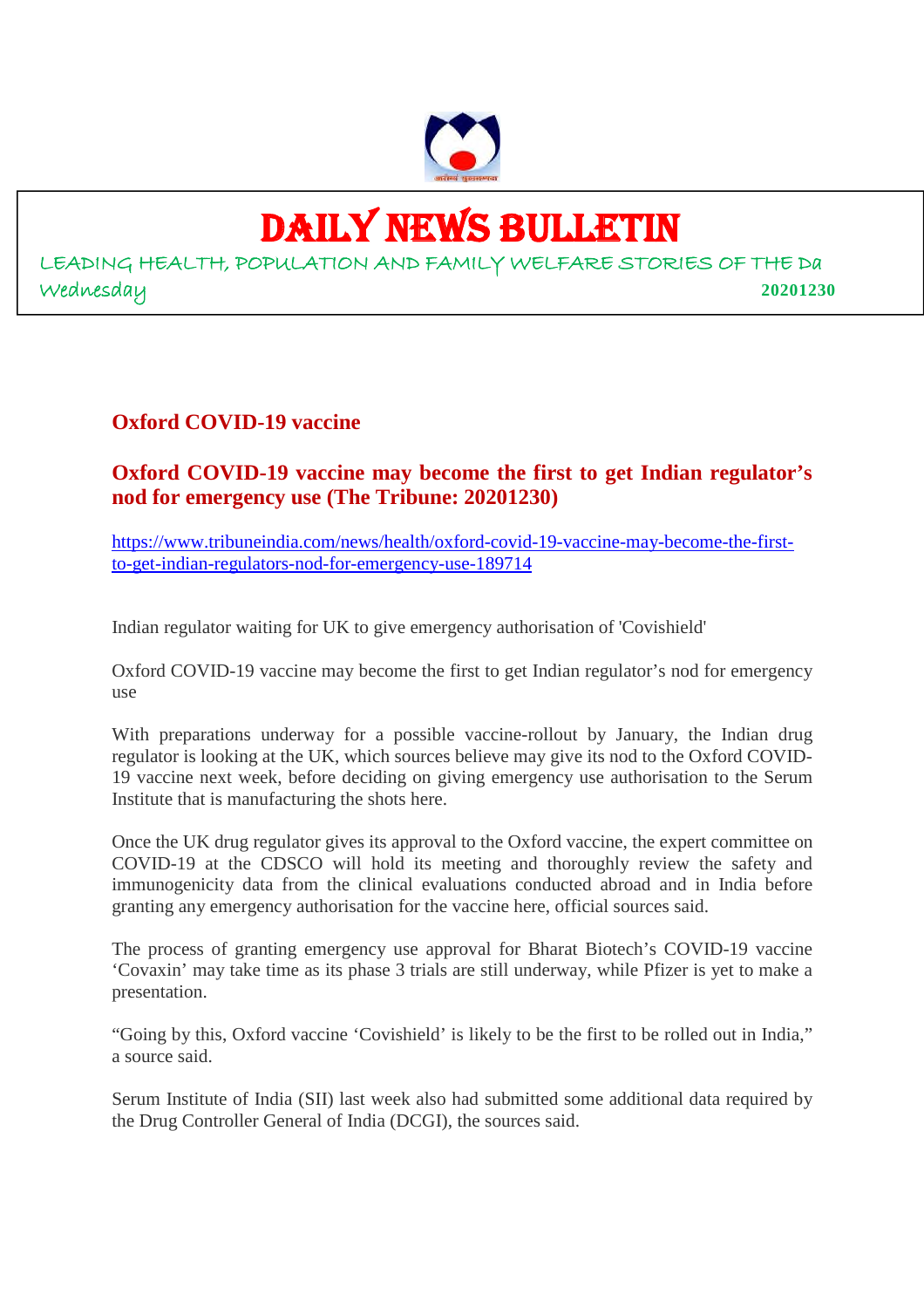# DAILY NEWS BULLETIN

LEADING HEALTH, POPULATION AND FAMILY WELFARE STORIES OF THE Da

Wednesday **20201230**

## Oxford COVID-19 vaccine

### Oxford COVID-19 vaccine may become the first to get Indian regulator's nod for emergency use (The Tribune: 20201230)

https://www.tribuneindia.com/news/health/oxford-covid-19-vaccine-may-become-the-first-to-get-indian-regulators-nod-for-emergency-use-189714

Indian regulator waiting for UK to give emergency authorisation of 'Covishield'

Oxford COVID-19 vaccine may become the first to get Indian regulator's nod for emergency use

With preparations underway for a possible vaccine-rollout by January, the Indian drug regulator is looking at the UK, which sources believe may give its nod to the Oxford COVID-19 vaccine next week, before deciding on giving emergency use authorisation to the Serum Institute that is manufacturing the shots here.

Once the UK drug regulator gives its approval to the Oxford vaccine, the expert committee on COVID-19 at the CDSCO will hold its meeting and thoroughly review the safety and immunogenicity data from the clinical evaluations conducted abroad and in India before granting any emergency authorisation for the vaccine here, official sources said.

The process of granting emergency use approval for Bharat Biotech's COVID-19 vaccine 'Covaxin' may take time as its phase 3 trials are still underway, while Pfizer is yet to make a presentation.

"Going by this, Oxford vaccine 'Covishield' is likely to be the first to be rolled out in India," a source said.

Serum Institute of India (SII) last week also had submitted some additional data required by the Drug Controller General of India (DCGI), the sources said.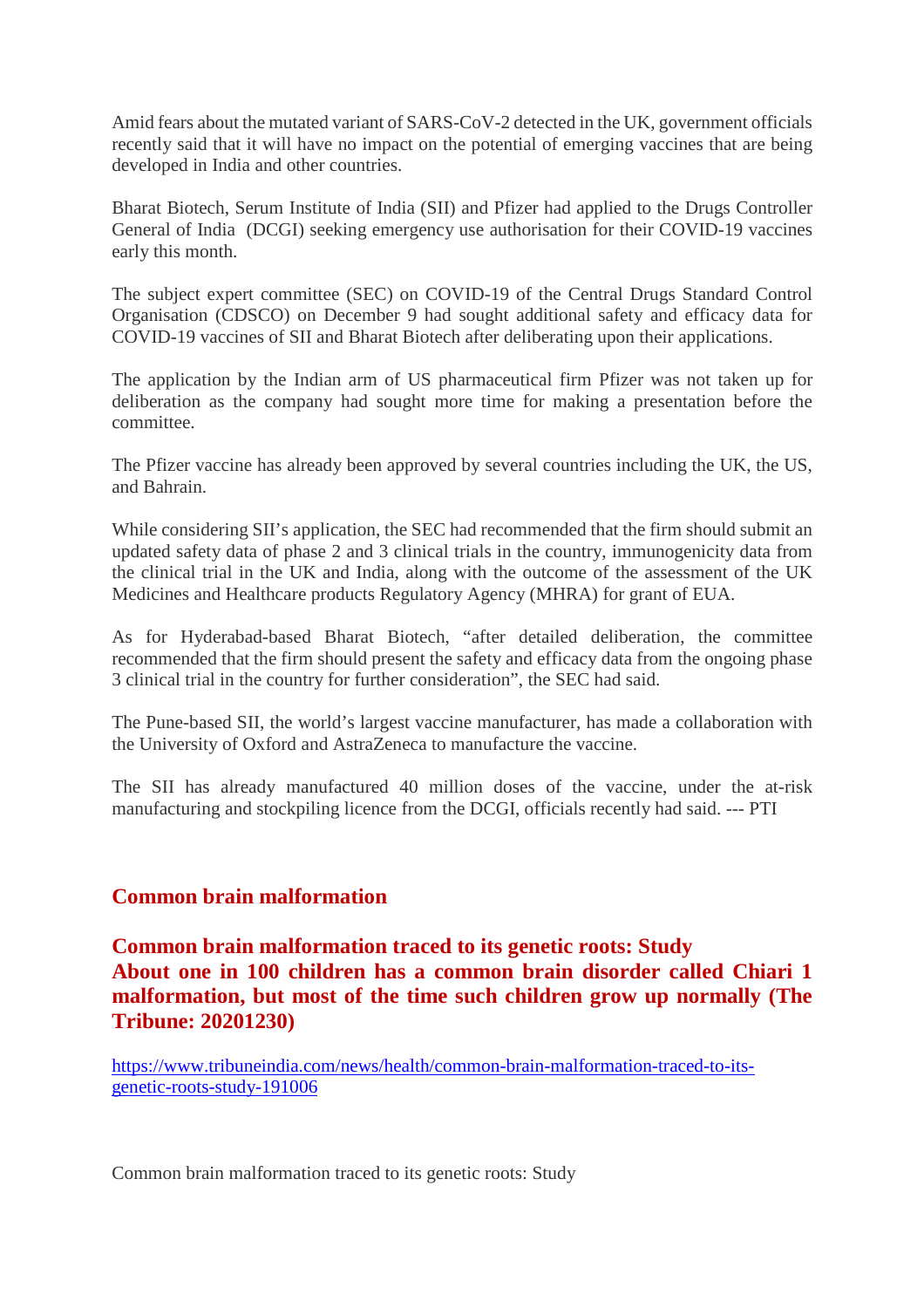Amid fears about the mutated variant of SARS-CoV-2 detected in the UK, government officials recently said that it will have no impact on the potential of emerging vaccines that are being developed in India and other countries.

Bharat Biotech, Serum Institute of India (SII) and Pfizer had applied to the Drugs Controller General of India (DCGI) seeking emergency use authorisation for their COVID-19 vaccines early this month.

The subject expert committee (SEC) on COVID-19 of the Central Drugs Standard Control Organisation (CDSCO) on December 9 had sought additional safety and efficacy data for COVID-19 vaccines of SII and Bharat Biotech after deliberating upon their applications.

The application by the Indian arm of US pharmaceutical firm Pfizer was not taken up for deliberation as the company had sought more time for making a presentation before the committee.

The Pfizer vaccine has already been approved by several countries including the UK, the US, and Bahrain.

While considering SII's application, the SEC had recommended that the firm should submit an updated safety data of phase 2 and 3 clinical trials in the country, immunogenicity data from the clinical trial in the UK and India, along with the outcome of the assessment of the UK Medicines and Healthcare products Regulatory Agency (MHRA) for grant of EUA.

As for Hyderabad-based Bharat Biotech, "after detailed deliberation, the committee recommended that the firm should present the safety and efficacy data from the ongoing phase 3 clinical trial in the country for further consideration", the SEC had said.

The Pune-based SII, the world's largest vaccine manufacturer, has made a collaboration with the University of Oxford and AstraZeneca to manufacture the vaccine.

The SII has already manufactured 40 million doses of the vaccine, under the at-risk manufacturing and stockpiling licence from the DCGI, officials recently had said. --- PTI

## Common brain malformation

### Common brain malformation traced to its genetic roots: Study
### About one in 100 children has a common brain disorder called Chiari 1 malformation, but most of the time such children grow up normally (The Tribune: 20201230)

https://www.tribuneindia.com/news/health/common-brain-malformation-traced-to-its-genetic-roots-study-191006

Common brain malformation traced to its genetic roots: Study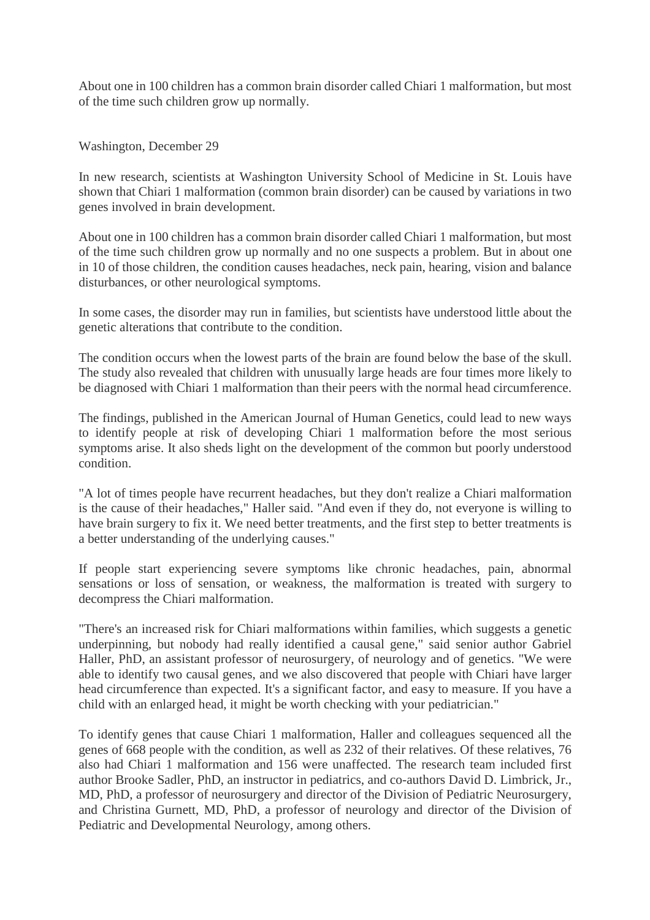About one in 100 children has a common brain disorder called Chiari 1 malformation, but most of the time such children grow up normally.

Washington, December 29

In new research, scientists at Washington University School of Medicine in St. Louis have shown that Chiari 1 malformation (common brain disorder) can be caused by variations in two genes involved in brain development.

About one in 100 children has a common brain disorder called Chiari 1 malformation, but most of the time such children grow up normally and no one suspects a problem. But in about one in 10 of those children, the condition causes headaches, neck pain, hearing, vision and balance disturbances, or other neurological symptoms.

In some cases, the disorder may run in families, but scientists have understood little about the genetic alterations that contribute to the condition.

The condition occurs when the lowest parts of the brain are found below the base of the skull. The study also revealed that children with unusually large heads are four times more likely to be diagnosed with Chiari 1 malformation than their peers with the normal head circumference.

The findings, published in the American Journal of Human Genetics, could lead to new ways to identify people at risk of developing Chiari 1 malformation before the most serious symptoms arise. It also sheds light on the development of the common but poorly understood condition.

"A lot of times people have recurrent headaches, but they don't realize a Chiari malformation is the cause of their headaches," Haller said. "And even if they do, not everyone is willing to have brain surgery to fix it. We need better treatments, and the first step to better treatments is a better understanding of the underlying causes."

If people start experiencing severe symptoms like chronic headaches, pain, abnormal sensations or loss of sensation, or weakness, the malformation is treated with surgery to decompress the Chiari malformation.

"There's an increased risk for Chiari malformations within families, which suggests a genetic underpinning, but nobody had really identified a causal gene," said senior author Gabriel Haller, PhD, an assistant professor of neurosurgery, of neurology and of genetics. "We were able to identify two causal genes, and we also discovered that people with Chiari have larger head circumference than expected. It's a significant factor, and easy to measure. If you have a child with an enlarged head, it might be worth checking with your pediatrician."

To identify genes that cause Chiari 1 malformation, Haller and colleagues sequenced all the genes of 668 people with the condition, as well as 232 of their relatives. Of these relatives, 76 also had Chiari 1 malformation and 156 were unaffected. The research team included first author Brooke Sadler, PhD, an instructor in pediatrics, and co-authors David D. Limbrick, Jr., MD, PhD, a professor of neurosurgery and director of the Division of Pediatric Neurosurgery, and Christina Gurnett, MD, PhD, a professor of neurology and director of the Division of Pediatric and Developmental Neurology, among others.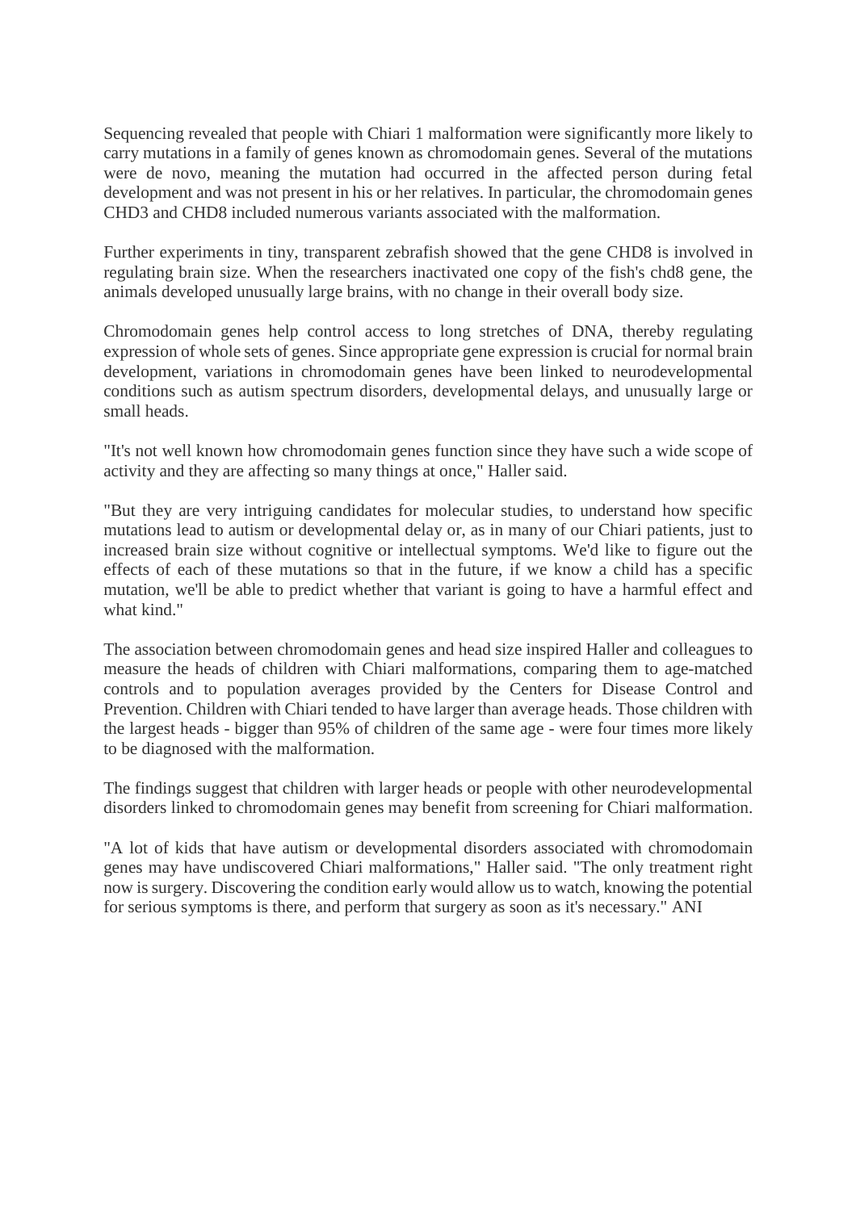Sequencing revealed that people with Chiari 1 malformation were significantly more likely to carry mutations in a family of genes known as chromodomain genes. Several of the mutations were de novo, meaning the mutation had occurred in the affected person during fetal development and was not present in his or her relatives. In particular, the chromodomain genes CHD3 and CHD8 included numerous variants associated with the malformation.

Further experiments in tiny, transparent zebrafish showed that the gene CHD8 is involved in regulating brain size. When the researchers inactivated one copy of the fish's chd8 gene, the animals developed unusually large brains, with no change in their overall body size.

Chromodomain genes help control access to long stretches of DNA, thereby regulating expression of whole sets of genes. Since appropriate gene expression is crucial for normal brain development, variations in chromodomain genes have been linked to neurodevelopmental conditions such as autism spectrum disorders, developmental delays, and unusually large or small heads.

"It's not well known how chromodomain genes function since they have such a wide scope of activity and they are affecting so many things at once," Haller said.

"But they are very intriguing candidates for molecular studies, to understand how specific mutations lead to autism or developmental delay or, as in many of our Chiari patients, just to increased brain size without cognitive or intellectual symptoms. We'd like to figure out the effects of each of these mutations so that in the future, if we know a child has a specific mutation, we'll be able to predict whether that variant is going to have a harmful effect and what kind."

The association between chromodomain genes and head size inspired Haller and colleagues to measure the heads of children with Chiari malformations, comparing them to age-matched controls and to population averages provided by the Centers for Disease Control and Prevention. Children with Chiari tended to have larger than average heads. Those children with the largest heads - bigger than 95% of children of the same age - were four times more likely to be diagnosed with the malformation.

The findings suggest that children with larger heads or people with other neurodevelopmental disorders linked to chromodomain genes may benefit from screening for Chiari malformation.

"A lot of kids that have autism or developmental disorders associated with chromodomain genes may have undiscovered Chiari malformations," Haller said. "The only treatment right now is surgery. Discovering the condition early would allow us to watch, knowing the potential for serious symptoms is there, and perform that surgery as soon as it's necessary." ANI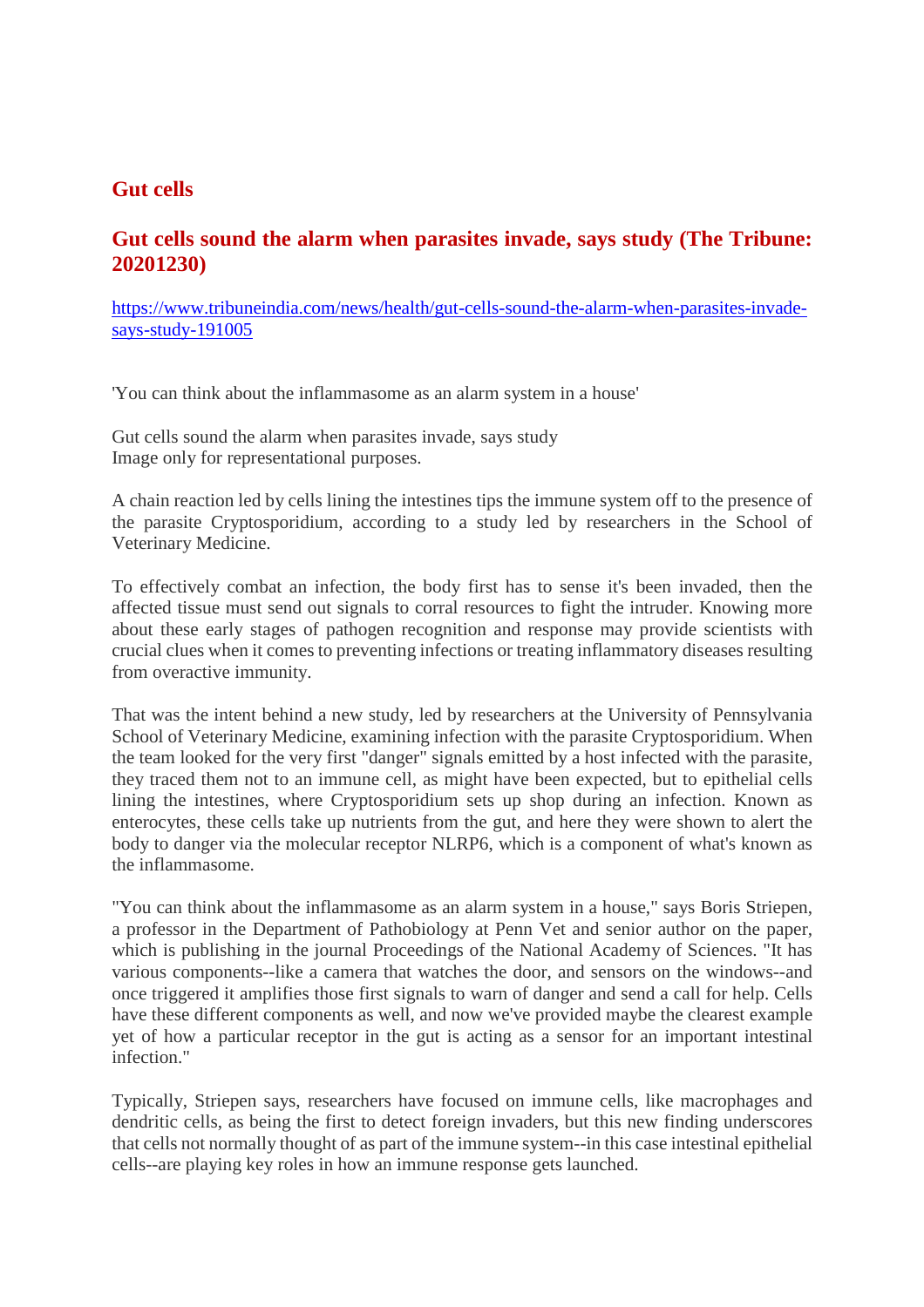## Gut cells

## Gut cells sound the alarm when parasites invade, says study (The Tribune: 20201230)

https://www.tribuneindia.com/news/health/gut-cells-sound-the-alarm-when-parasites-invade-says-study-191005

'You can think about the inflammasome as an alarm system in a house'

Gut cells sound the alarm when parasites invade, says study
Image only for representational purposes.

A chain reaction led by cells lining the intestines tips the immune system off to the presence of the parasite Cryptosporidium, according to a study led by researchers in the School of Veterinary Medicine.

To effectively combat an infection, the body first has to sense it's been invaded, then the affected tissue must send out signals to corral resources to fight the intruder. Knowing more about these early stages of pathogen recognition and response may provide scientists with crucial clues when it comes to preventing infections or treating inflammatory diseases resulting from overactive immunity.

That was the intent behind a new study, led by researchers at the University of Pennsylvania School of Veterinary Medicine, examining infection with the parasite Cryptosporidium. When the team looked for the very first "danger" signals emitted by a host infected with the parasite, they traced them not to an immune cell, as might have been expected, but to epithelial cells lining the intestines, where Cryptosporidium sets up shop during an infection. Known as enterocytes, these cells take up nutrients from the gut, and here they were shown to alert the body to danger via the molecular receptor NLRP6, which is a component of what's known as the inflammasome.

"You can think about the inflammasome as an alarm system in a house," says Boris Striepen, a professor in the Department of Pathobiology at Penn Vet and senior author on the paper, which is publishing in the journal Proceedings of the National Academy of Sciences. "It has various components--like a camera that watches the door, and sensors on the windows--and once triggered it amplifies those first signals to warn of danger and send a call for help. Cells have these different components as well, and now we've provided maybe the clearest example yet of how a particular receptor in the gut is acting as a sensor for an important intestinal infection."

Typically, Striepen says, researchers have focused on immune cells, like macrophages and dendritic cells, as being the first to detect foreign invaders, but this new finding underscores that cells not normally thought of as part of the immune system--in this case intestinal epithelial cells--are playing key roles in how an immune response gets launched.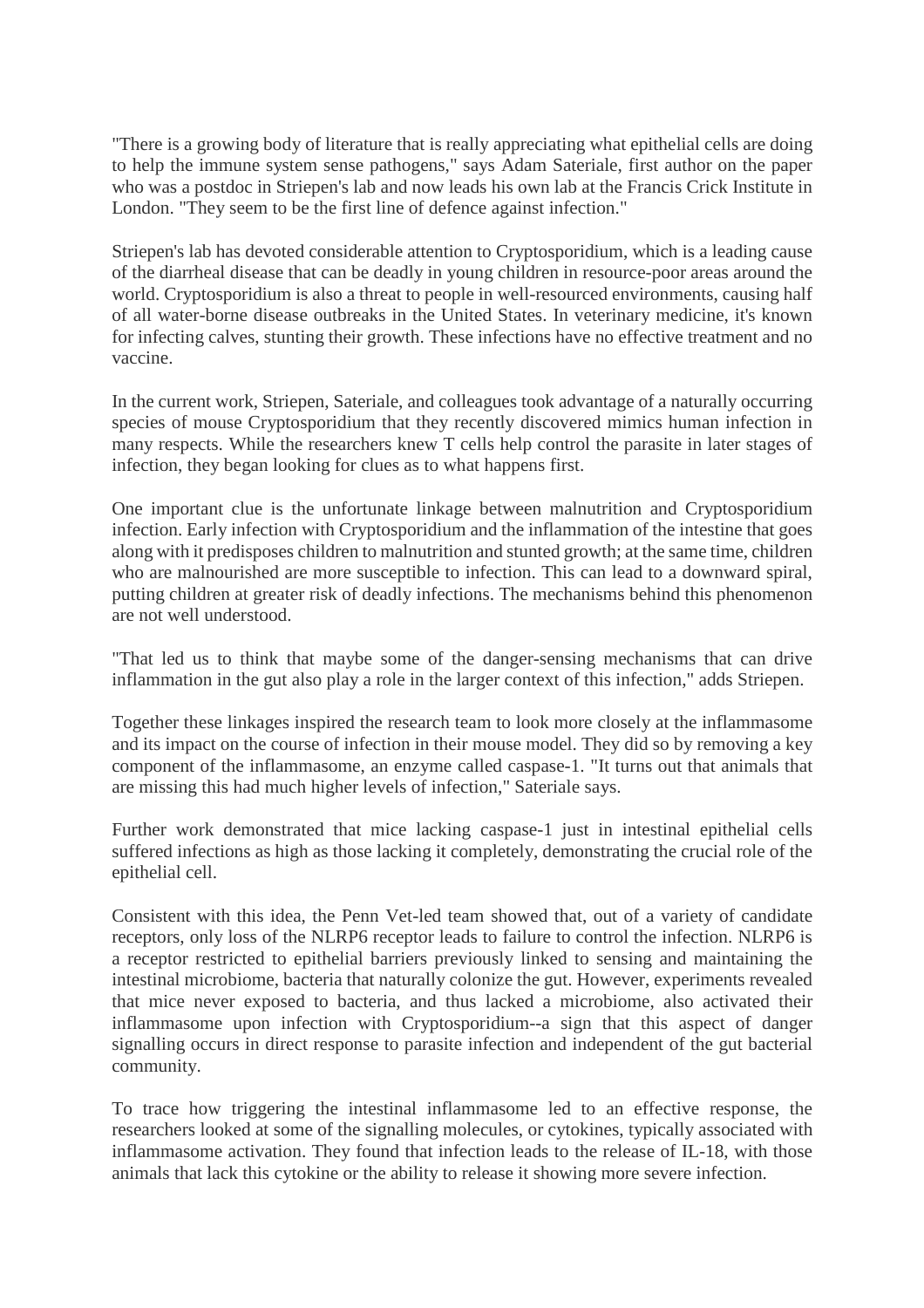"There is a growing body of literature that is really appreciating what epithelial cells are doing to help the immune system sense pathogens," says Adam Sateriale, first author on the paper who was a postdoc in Striepen's lab and now leads his own lab at the Francis Crick Institute in London. "They seem to be the first line of defence against infection."

Striepen's lab has devoted considerable attention to Cryptosporidium, which is a leading cause of the diarrheal disease that can be deadly in young children in resource-poor areas around the world. Cryptosporidium is also a threat to people in well-resourced environments, causing half of all water-borne disease outbreaks in the United States. In veterinary medicine, it's known for infecting calves, stunting their growth. These infections have no effective treatment and no vaccine.

In the current work, Striepen, Sateriale, and colleagues took advantage of a naturally occurring species of mouse Cryptosporidium that they recently discovered mimics human infection in many respects. While the researchers knew T cells help control the parasite in later stages of infection, they began looking for clues as to what happens first.

One important clue is the unfortunate linkage between malnutrition and Cryptosporidium infection. Early infection with Cryptosporidium and the inflammation of the intestine that goes along with it predisposes children to malnutrition and stunted growth; at the same time, children who are malnourished are more susceptible to infection. This can lead to a downward spiral, putting children at greater risk of deadly infections. The mechanisms behind this phenomenon are not well understood.

"That led us to think that maybe some of the danger-sensing mechanisms that can drive inflammation in the gut also play a role in the larger context of this infection," adds Striepen.

Together these linkages inspired the research team to look more closely at the inflammasome and its impact on the course of infection in their mouse model. They did so by removing a key component of the inflammasome, an enzyme called caspase-1. "It turns out that animals that are missing this had much higher levels of infection," Sateriale says.

Further work demonstrated that mice lacking caspase-1 just in intestinal epithelial cells suffered infections as high as those lacking it completely, demonstrating the crucial role of the epithelial cell.

Consistent with this idea, the Penn Vet-led team showed that, out of a variety of candidate receptors, only loss of the NLRP6 receptor leads to failure to control the infection. NLRP6 is a receptor restricted to epithelial barriers previously linked to sensing and maintaining the intestinal microbiome, bacteria that naturally colonize the gut. However, experiments revealed that mice never exposed to bacteria, and thus lacked a microbiome, also activated their inflammasome upon infection with Cryptosporidium--a sign that this aspect of danger signalling occurs in direct response to parasite infection and independent of the gut bacterial community.

To trace how triggering the intestinal inflammasome led to an effective response, the researchers looked at some of the signalling molecules, or cytokines, typically associated with inflammasome activation. They found that infection leads to the release of IL-18, with those animals that lack this cytokine or the ability to release it showing more severe infection.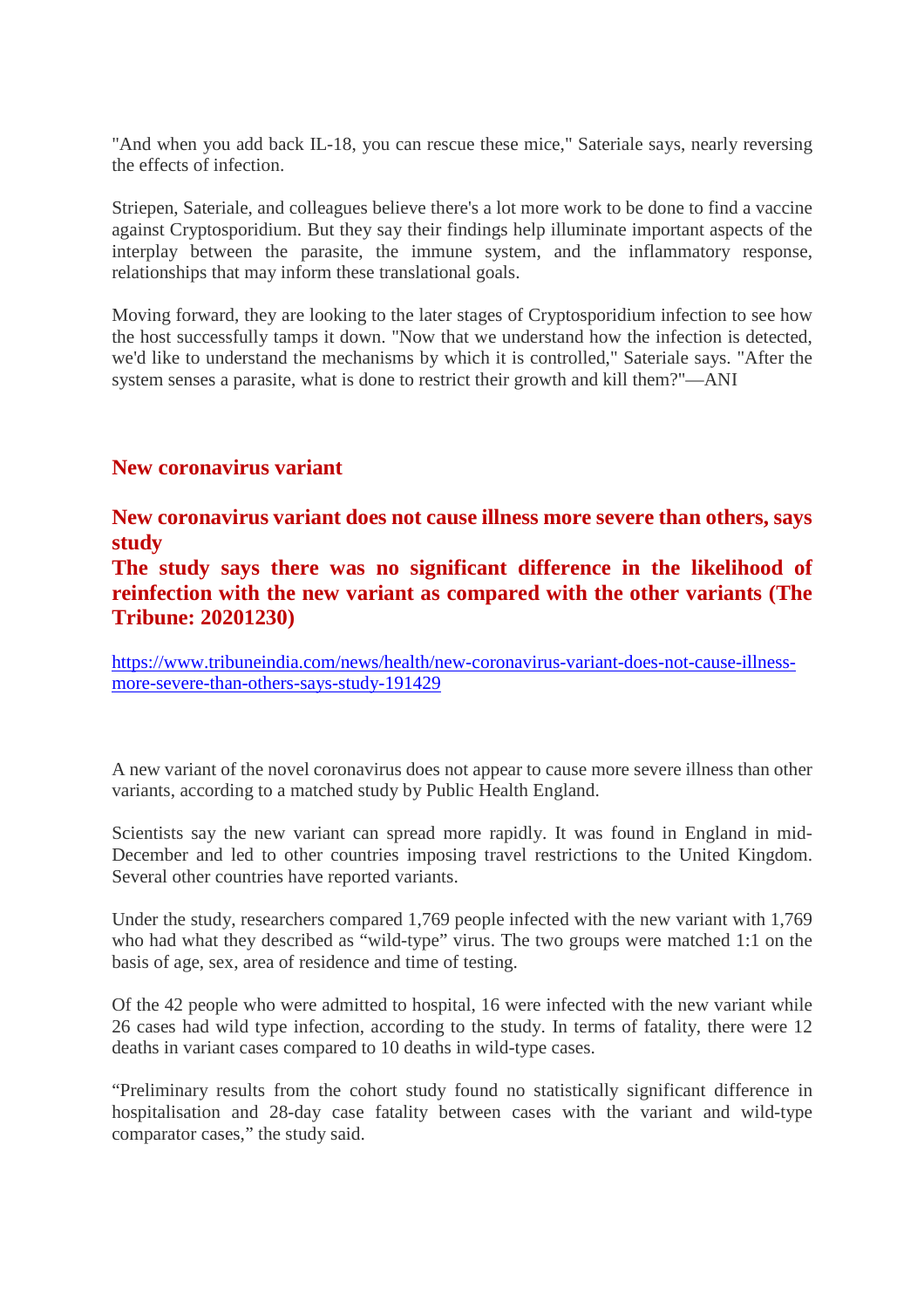"And when you add back IL-18, you can rescue these mice," Sateriale says, nearly reversing the effects of infection.

Striepen, Sateriale, and colleagues believe there's a lot more work to be done to find a vaccine against Cryptosporidium. But they say their findings help illuminate important aspects of the interplay between the parasite, the immune system, and the inflammatory response, relationships that may inform these translational goals.

Moving forward, they are looking to the later stages of Cryptosporidium infection to see how the host successfully tamps it down. "Now that we understand how the infection is detected, we'd like to understand the mechanisms by which it is controlled," Sateriale says. "After the system senses a parasite, what is done to restrict their growth and kill them?"—ANI

## New coronavirus variant

## New coronavirus variant does not cause illness more severe than others, says study

## The study says there was no significant difference in the likelihood of reinfection with the new variant as compared with the other variants (The Tribune: 20201230)

https://www.tribuneindia.com/news/health/new-coronavirus-variant-does-not-cause-illness-more-severe-than-others-says-study-191429

A new variant of the novel coronavirus does not appear to cause more severe illness than other variants, according to a matched study by Public Health England.

Scientists say the new variant can spread more rapidly. It was found in England in mid-December and led to other countries imposing travel restrictions to the United Kingdom. Several other countries have reported variants.

Under the study, researchers compared 1,769 people infected with the new variant with 1,769 who had what they described as "wild-type" virus. The two groups were matched 1:1 on the basis of age, sex, area of residence and time of testing.

Of the 42 people who were admitted to hospital, 16 were infected with the new variant while 26 cases had wild type infection, according to the study. In terms of fatality, there were 12 deaths in variant cases compared to 10 deaths in wild-type cases.

"Preliminary results from the cohort study found no statistically significant difference in hospitalisation and 28-day case fatality between cases with the variant and wild-type comparator cases," the study said.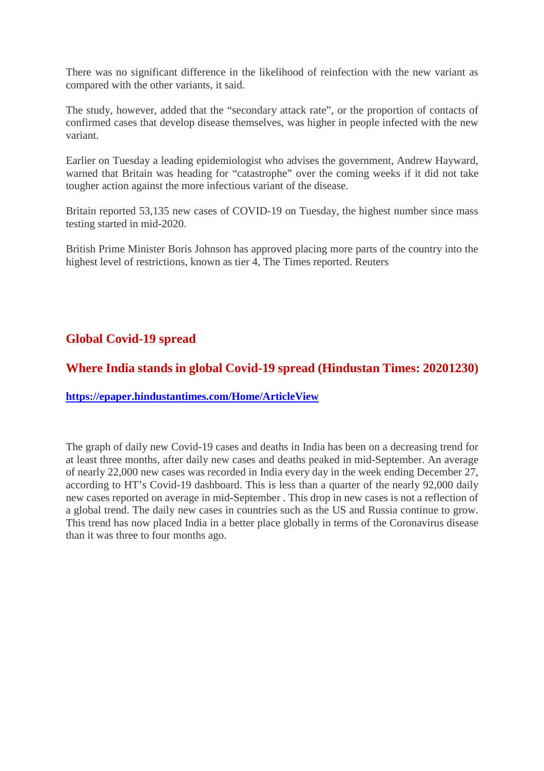There was no significant difference in the likelihood of reinfection with the new variant as compared with the other variants, it said.

The study, however, added that the "secondary attack rate", or the proportion of contacts of confirmed cases that develop disease themselves, was higher in people infected with the new variant.

Earlier on Tuesday a leading epidemiologist who advises the government, Andrew Hayward, warned that Britain was heading for "catastrophe" over the coming weeks if it did not take tougher action against the more infectious variant of the disease.

Britain reported 53,135 new cases of COVID-19 on Tuesday, the highest number since mass testing started in mid-2020.

British Prime Minister Boris Johnson has approved placing more parts of the country into the highest level of restrictions, known as tier 4, The Times reported. Reuters

## Global Covid-19 spread

## Where India stands in global Covid-19 spread (Hindustan Times: 20201230)

**https://epaper.hindustantimes.com/Home/ArticleView**

The graph of daily new Covid-19 cases and deaths in India has been on a decreasing trend for at least three months, after daily new cases and deaths peaked in mid-September. An average of nearly 22,000 new cases was recorded in India every day in the week ending December 27, according to HT's Covid-19 dashboard. This is less than a quarter of the nearly 92,000 daily new cases reported on average in mid-September . This drop in new cases is not a reflection of a global trend. The daily new cases in countries such as the US and Russia continue to grow. This trend has now placed India in a better place globally in terms of the Coronavirus disease than it was three to four months ago.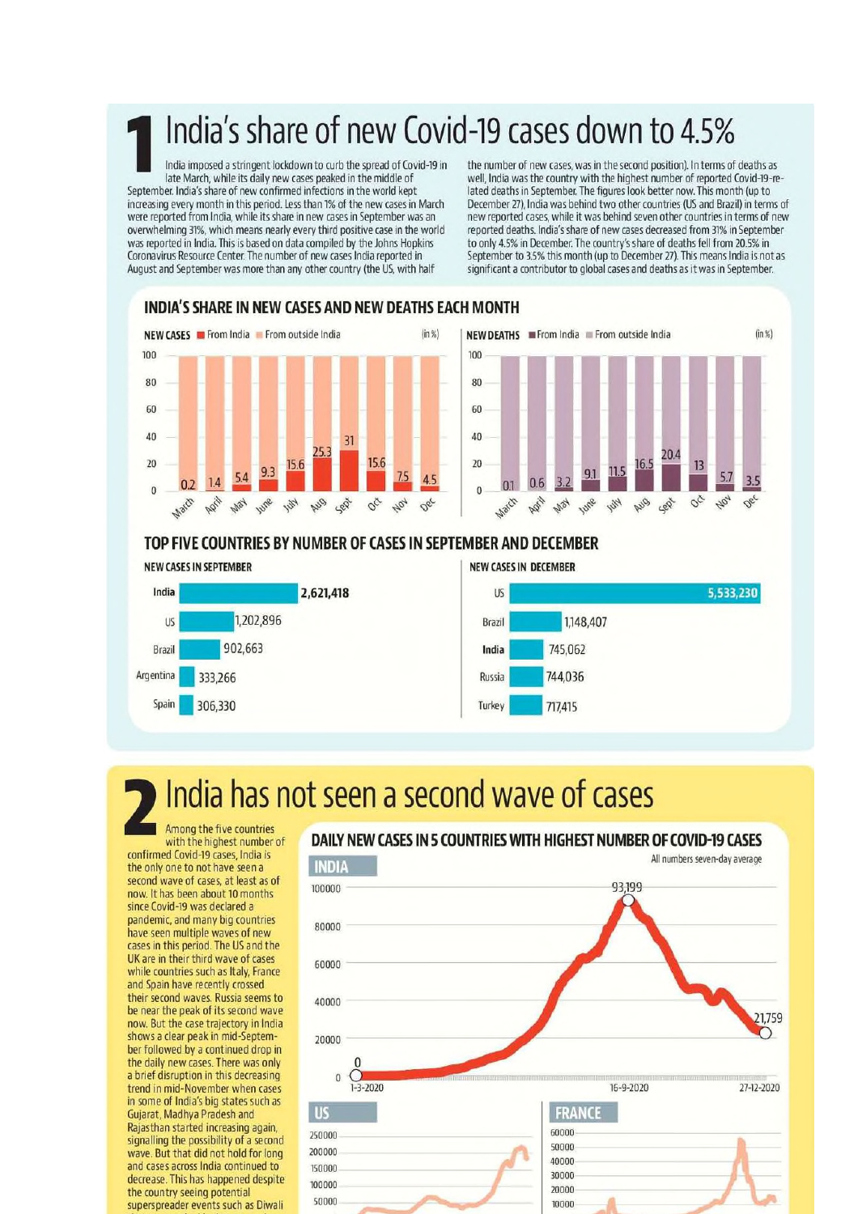# 1 India's share of new Covid-19 cases down to 4.5%

India imposed a stringent lockdown to curb the spread of Covid-19 in late March, while its daily new cases peaked in the middle of September. India's share of new confirmed infections in the world kept increasing every month in this period. Less than 1% of the new cases in March were reported from India, while its share in new cases in September was an overwhelming 31%, which means nearly every third positive case in the world was reported in India. This is based on data compiled by the Johns Hopkins Coronavirus Resource Center. The number of new cases India reported in August and September was more than any other country (the US, with half the number of new cases, was in the second position). In terms of deaths as well, India was the country with the highest number of reported Covid-19-related deaths in September. The figures look better now. This month (up to December 27), India was behind two other countries (US and Brazil) in terms of new reported cases, while it was behind seven other countries in terms of new reported deaths. India's share of new cases decreased from 31% in September to only 4.5% in December. The country's share of deaths fell from 20.5% in September to 3.5% this month (up to December 27). This means India is not as significant a contributor to global cases and deaths as it was in September.

### INDIA'S SHARE IN NEW CASES AND NEW DEATHS EACH MONTH

**NEW CASES** (in %) — From India / From outside India

| Month | March | April | May | June | July | Aug | Sept | Oct | Nov | Dec |
|---|---|---|---|---|---|---|---|---|---|---|
| From India | 0.2 | 1.4 | 5.4 | 9.3 | 15.6 | 25.3 | 31 | 15.6 | 7.5 | 4.5 |

**NEW DEATHS** (in %) — From India / From outside India

| Month | March | April | May | June | July | Aug | Sept | Oct | Nov | Dec |
|---|---|---|---|---|---|---|---|---|---|---|
| From India | 0.1 | 0.6 | 3.2 | 9.1 | 11.5 | 16.5 | 20.4 | 13 | 5.7 | 3.5 |

### TOP FIVE COUNTRIES BY NUMBER OF CASES IN SEPTEMBER AND DECEMBER

**NEW CASES IN SEPTEMBER**

| Country | Cases |
|---|---|
| India | 2,621,418 |
| US | 1,202,896 |
| Brazil | 902,663 |
| Argentina | 333,266 |
| Spain | 306,330 |

**NEW CASES IN DECEMBER**

| Country | Cases |
|---|---|
| US | 5,533,230 |
| Brazil | 1,148,407 |
| India | 745,062 |
| Russia | 744,036 |
| Turkey | 717,415 |

# 2 India has not seen a second wave of cases

Among the five countries with the highest number of confirmed Covid-19 cases, India is the only one to not have seen a second wave of cases, at least as of now. It has been about 10 months since Covid-19 was declared a pandemic, and many big countries have seen multiple waves of new cases in this period. The US and the UK are in their third wave of cases while countries such as Italy, France and Spain have recently crossed their second waves. Russia seems to be near the peak of its second wave now. But the case trajectory in India shows a clear peak in mid-September followed by a continued drop in the daily new cases. There was only a brief disruption in this decreasing trend in mid-November when cases in some of India's big states such as Gujarat, Madhya Pradesh and Rajasthan started increasing again, signalling the possibility of a second wave. But that did not hold for long and cases across India continued to decrease. This has happened despite the country seeing potential superspreader events such as Diwali

### DAILY NEW CASES IN 5 COUNTRIES WITH HIGHEST NUMBER OF COVID-19 CASES

All numbers seven-day average

**INDIA**: 0 (1-3-2020); peak 93,199 (16-9-2020); 21,759 (27-12-2020)

**US**

**FRANCE**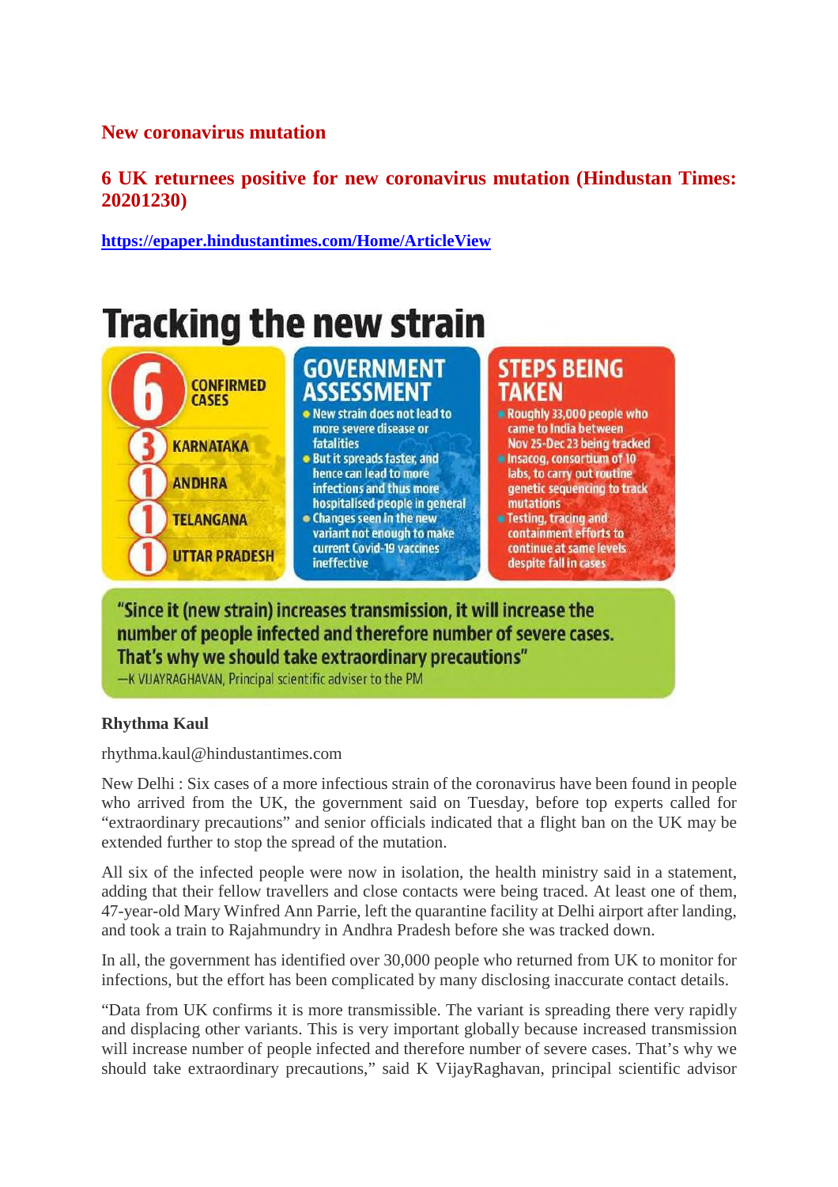## New coronavirus mutation

## 6 UK returnees positive for new coronavirus mutation (Hindustan Times: 20201230)

[https://epaper.hindustantimes.com/Home/ArticleView](https://epaper.hindustantimes.com/Home/ArticleView)

# Tracking the new strain

**6 CONFIRMED CASES**

- 3 KARNATAKA
- 1 ANDHRA
- 1 TELANGANA
- 1 UTTAR PRADESH

**GOVERNMENT ASSESSMENT**

- New strain does not lead to more severe disease or fatalities
- But it spreads faster, and hence can lead to more infections and thus more hospitalised people in general
- Changes seen in the new variant not enough to make current Covid-19 vaccines ineffective

**STEPS BEING TAKEN**

- Roughly 33,000 people who came to India between Nov 25-Dec 23 being tracked
- Insacog, consortium of 10 labs, to carry out routine genetic sequencing to track mutations
- Testing, tracing and containment efforts to continue at same levels despite fall in cases

"Since it (new strain) increases transmission, it will increase the number of people infected and therefore number of severe cases. That's why we should take extraordinary precautions"
—K VIJAYRAGHAVAN, Principal scientific adviser to the PM

**Rhythma Kaul**

rhythma.kaul@hindustantimes.com

New Delhi : Six cases of a more infectious strain of the coronavirus have been found in people who arrived from the UK, the government said on Tuesday, before top experts called for "extraordinary precautions" and senior officials indicated that a flight ban on the UK may be extended further to stop the spread of the mutation.

All six of the infected people were now in isolation, the health ministry said in a statement, adding that their fellow travellers and close contacts were being traced. At least one of them, 47-year-old Mary Winfred Ann Parrie, left the quarantine facility at Delhi airport after landing, and took a train to Rajahmundry in Andhra Pradesh before she was tracked down.

In all, the government has identified over 30,000 people who returned from UK to monitor for infections, but the effort has been complicated by many disclosing inaccurate contact details.

"Data from UK confirms it is more transmissible. The variant is spreading there very rapidly and displacing other variants. This is very important globally because increased transmission will increase number of people infected and therefore number of severe cases. That's why we should take extraordinary precautions," said K VijayRaghavan, principal scientific advisor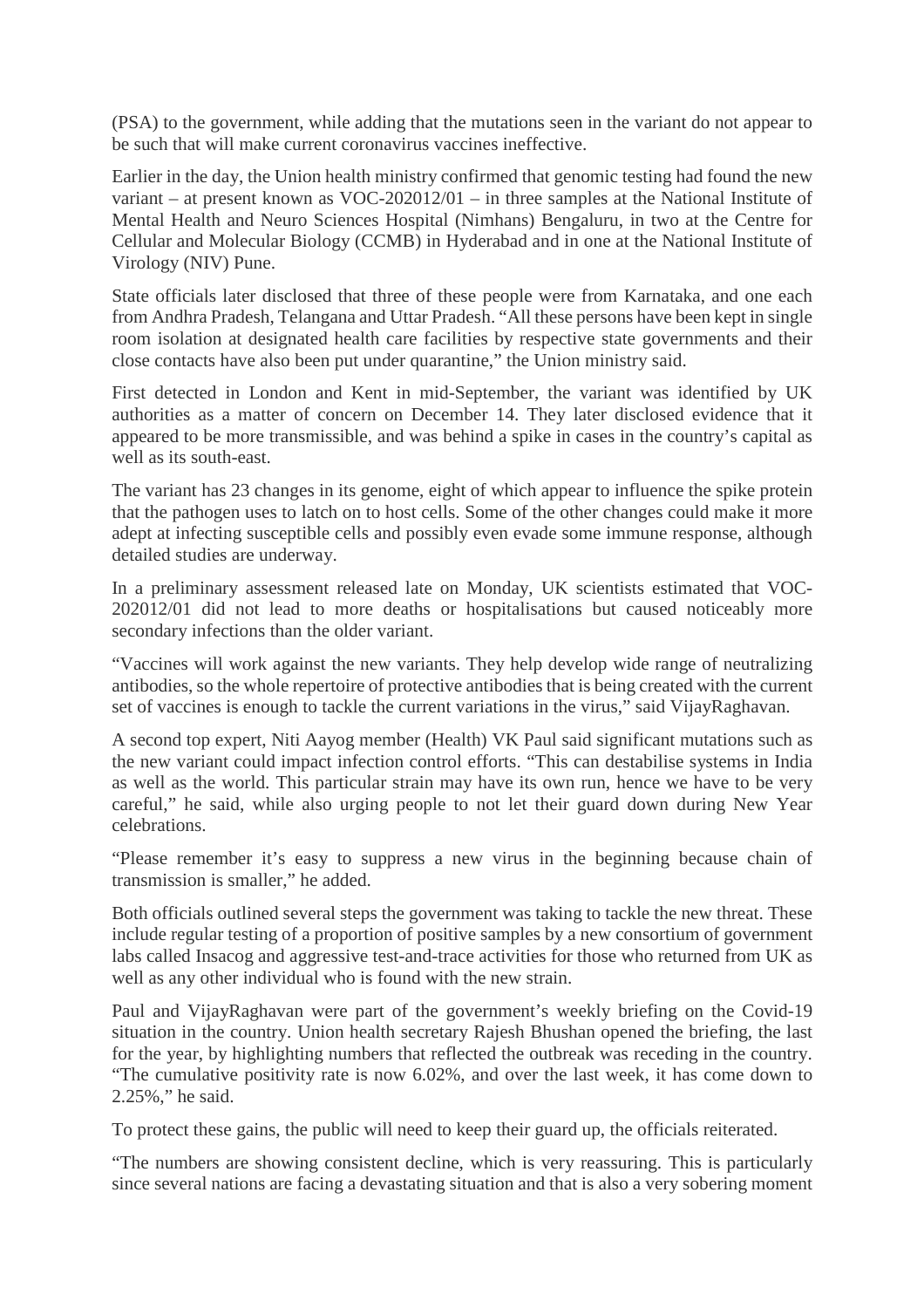(PSA) to the government, while adding that the mutations seen in the variant do not appear to be such that will make current coronavirus vaccines ineffective.

Earlier in the day, the Union health ministry confirmed that genomic testing had found the new variant – at present known as VOC-202012/01 – in three samples at the National Institute of Mental Health and Neuro Sciences Hospital (Nimhans) Bengaluru, in two at the Centre for Cellular and Molecular Biology (CCMB) in Hyderabad and in one at the National Institute of Virology (NIV) Pune.

State officials later disclosed that three of these people were from Karnataka, and one each from Andhra Pradesh, Telangana and Uttar Pradesh. "All these persons have been kept in single room isolation at designated health care facilities by respective state governments and their close contacts have also been put under quarantine," the Union ministry said.

First detected in London and Kent in mid-September, the variant was identified by UK authorities as a matter of concern on December 14. They later disclosed evidence that it appeared to be more transmissible, and was behind a spike in cases in the country's capital as well as its south-east.

The variant has 23 changes in its genome, eight of which appear to influence the spike protein that the pathogen uses to latch on to host cells. Some of the other changes could make it more adept at infecting susceptible cells and possibly even evade some immune response, although detailed studies are underway.

In a preliminary assessment released late on Monday, UK scientists estimated that VOC-202012/01 did not lead to more deaths or hospitalisations but caused noticeably more secondary infections than the older variant.

"Vaccines will work against the new variants. They help develop wide range of neutralizing antibodies, so the whole repertoire of protective antibodies that is being created with the current set of vaccines is enough to tackle the current variations in the virus," said VijayRaghavan.

A second top expert, Niti Aayog member (Health) VK Paul said significant mutations such as the new variant could impact infection control efforts. "This can destabilise systems in India as well as the world. This particular strain may have its own run, hence we have to be very careful," he said, while also urging people to not let their guard down during New Year celebrations.

"Please remember it's easy to suppress a new virus in the beginning because chain of transmission is smaller," he added.

Both officials outlined several steps the government was taking to tackle the new threat. These include regular testing of a proportion of positive samples by a new consortium of government labs called Insacog and aggressive test-and-trace activities for those who returned from UK as well as any other individual who is found with the new strain.

Paul and VijayRaghavan were part of the government's weekly briefing on the Covid-19 situation in the country. Union health secretary Rajesh Bhushan opened the briefing, the last for the year, by highlighting numbers that reflected the outbreak was receding in the country. "The cumulative positivity rate is now 6.02%, and over the last week, it has come down to 2.25%," he said.

To protect these gains, the public will need to keep their guard up, the officials reiterated.

"The numbers are showing consistent decline, which is very reassuring. This is particularly since several nations are facing a devastating situation and that is also a very sobering moment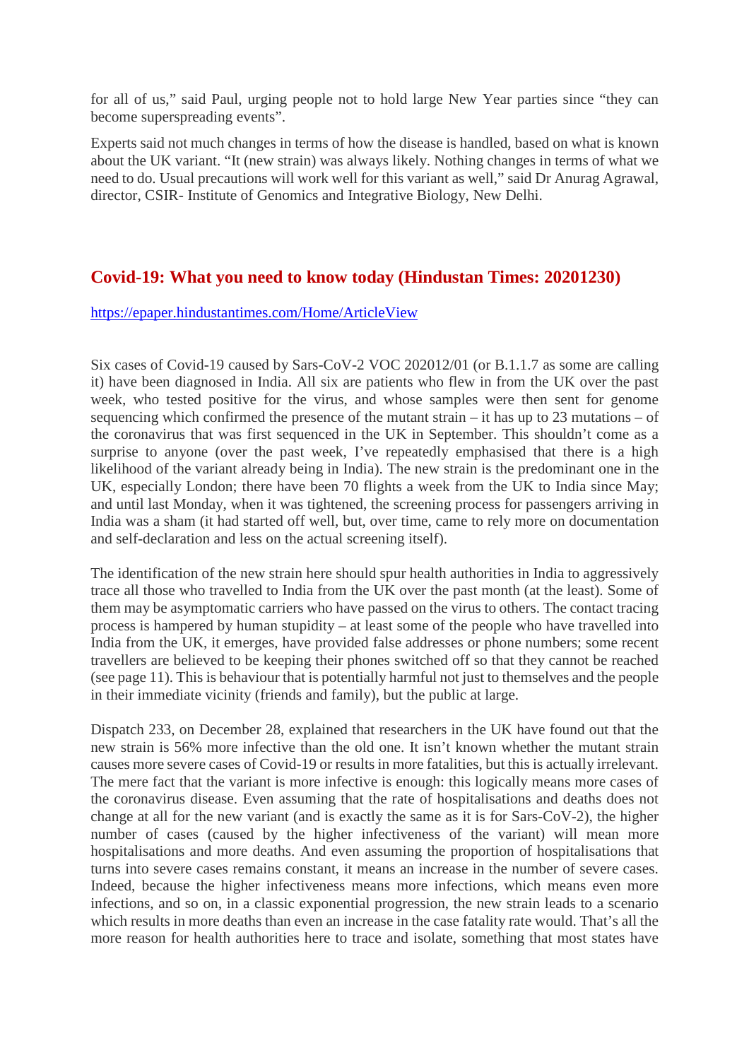for all of us," said Paul, urging people not to hold large New Year parties since "they can become superspreading events".

Experts said not much changes in terms of how the disease is handled, based on what is known about the UK variant. "It (new strain) was always likely. Nothing changes in terms of what we need to do. Usual precautions will work well for this variant as well," said Dr Anurag Agrawal, director, CSIR- Institute of Genomics and Integrative Biology, New Delhi.

## Covid-19: What you need to know today (Hindustan Times: 20201230)

https://epaper.hindustantimes.com/Home/ArticleView

Six cases of Covid-19 caused by Sars-CoV-2 VOC 202012/01 (or B.1.1.7 as some are calling it) have been diagnosed in India. All six are patients who flew in from the UK over the past week, who tested positive for the virus, and whose samples were then sent for genome sequencing which confirmed the presence of the mutant strain – it has up to 23 mutations – of the coronavirus that was first sequenced in the UK in September. This shouldn't come as a surprise to anyone (over the past week, I've repeatedly emphasised that there is a high likelihood of the variant already being in India). The new strain is the predominant one in the UK, especially London; there have been 70 flights a week from the UK to India since May; and until last Monday, when it was tightened, the screening process for passengers arriving in India was a sham (it had started off well, but, over time, came to rely more on documentation and self-declaration and less on the actual screening itself).

The identification of the new strain here should spur health authorities in India to aggressively trace all those who travelled to India from the UK over the past month (at the least). Some of them may be asymptomatic carriers who have passed on the virus to others. The contact tracing process is hampered by human stupidity – at least some of the people who have travelled into India from the UK, it emerges, have provided false addresses or phone numbers; some recent travellers are believed to be keeping their phones switched off so that they cannot be reached (see page 11). This is behaviour that is potentially harmful not just to themselves and the people in their immediate vicinity (friends and family), but the public at large.

Dispatch 233, on December 28, explained that researchers in the UK have found out that the new strain is 56% more infective than the old one. It isn't known whether the mutant strain causes more severe cases of Covid-19 or results in more fatalities, but this is actually irrelevant. The mere fact that the variant is more infective is enough: this logically means more cases of the coronavirus disease. Even assuming that the rate of hospitalisations and deaths does not change at all for the new variant (and is exactly the same as it is for Sars-CoV-2), the higher number of cases (caused by the higher infectiveness of the variant) will mean more hospitalisations and more deaths. And even assuming the proportion of hospitalisations that turns into severe cases remains constant, it means an increase in the number of severe cases. Indeed, because the higher infectiveness means more infections, which means even more infections, and so on, in a classic exponential progression, the new strain leads to a scenario which results in more deaths than even an increase in the case fatality rate would. That's all the more reason for health authorities here to trace and isolate, something that most states have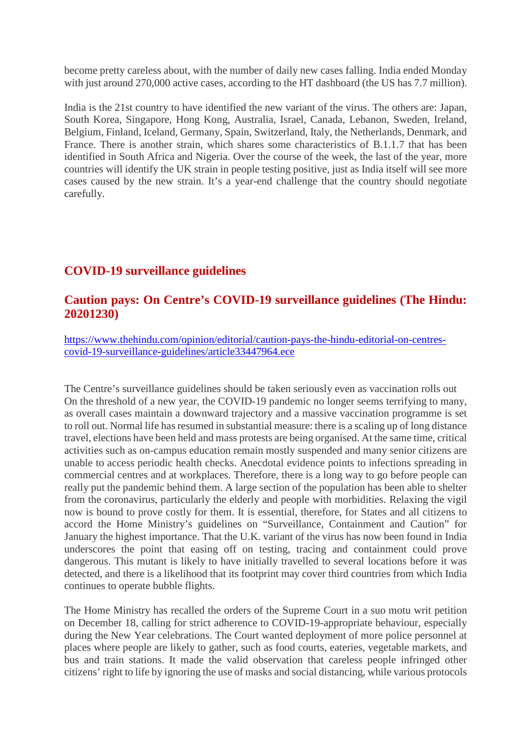become pretty careless about, with the number of daily new cases falling. India ended Monday with just around 270,000 active cases, according to the HT dashboard (the US has 7.7 million).

India is the 21st country to have identified the new variant of the virus. The others are: Japan, South Korea, Singapore, Hong Kong, Australia, Israel, Canada, Lebanon, Sweden, Ireland, Belgium, Finland, Iceland, Germany, Spain, Switzerland, Italy, the Netherlands, Denmark, and France. There is another strain, which shares some characteristics of B.1.1.7 that has been identified in South Africa and Nigeria. Over the course of the week, the last of the year, more countries will identify the UK strain in people testing positive, just as India itself will see more cases caused by the new strain. It's a year-end challenge that the country should negotiate carefully.

## COVID-19 surveillance guidelines

## Caution pays: On Centre's COVID-19 surveillance guidelines (The Hindu: 20201230)

[https://www.thehindu.com/opinion/editorial/caution-pays-the-hindu-editorial-on-centres-covid-19-surveillance-guidelines/article33447964.ece](https://www.thehindu.com/opinion/editorial/caution-pays-the-hindu-editorial-on-centres-covid-19-surveillance-guidelines/article33447964.ece)

The Centre's surveillance guidelines should be taken seriously even as vaccination rolls out
On the threshold of a new year, the COVID-19 pandemic no longer seems terrifying to many, as overall cases maintain a downward trajectory and a massive vaccination programme is set to roll out. Normal life has resumed in substantial measure: there is a scaling up of long distance travel, elections have been held and mass protests are being organised. At the same time, critical activities such as on-campus education remain mostly suspended and many senior citizens are unable to access periodic health checks. Anecdotal evidence points to infections spreading in commercial centres and at workplaces. Therefore, there is a long way to go before people can really put the pandemic behind them. A large section of the population has been able to shelter from the coronavirus, particularly the elderly and people with morbidities. Relaxing the vigil now is bound to prove costly for them. It is essential, therefore, for States and all citizens to accord the Home Ministry's guidelines on "Surveillance, Containment and Caution" for January the highest importance. That the U.K. variant of the virus has now been found in India underscores the point that easing off on testing, tracing and containment could prove dangerous. This mutant is likely to have initially travelled to several locations before it was detected, and there is a likelihood that its footprint may cover third countries from which India continues to operate bubble flights.

The Home Ministry has recalled the orders of the Supreme Court in a suo motu writ petition on December 18, calling for strict adherence to COVID-19-appropriate behaviour, especially during the New Year celebrations. The Court wanted deployment of more police personnel at places where people are likely to gather, such as food courts, eateries, vegetable markets, and bus and train stations. It made the valid observation that careless people infringed other citizens' right to life by ignoring the use of masks and social distancing, while various protocols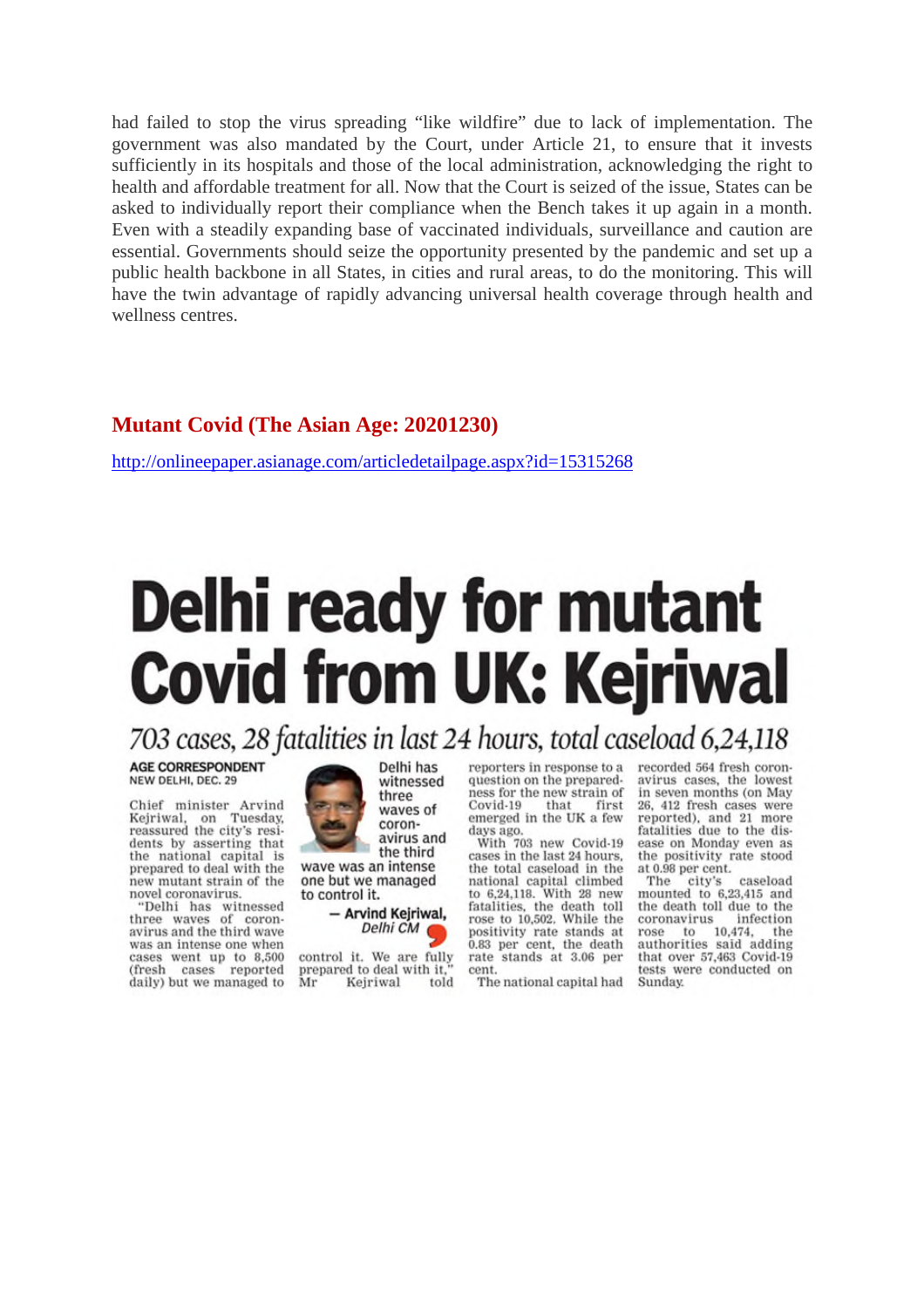had failed to stop the virus spreading "like wildfire" due to lack of implementation. The government was also mandated by the Court, under Article 21, to ensure that it invests sufficiently in its hospitals and those of the local administration, acknowledging the right to health and affordable treatment for all. Now that the Court is seized of the issue, States can be asked to individually report their compliance when the Bench takes it up again in a month. Even with a steadily expanding base of vaccinated individuals, surveillance and caution are essential. Governments should seize the opportunity presented by the pandemic and set up a public health backbone in all States, in cities and rural areas, to do the monitoring. This will have the twin advantage of rapidly advancing universal health coverage through health and wellness centres.

## Mutant Covid (The Asian Age: 20201230)

http://onlineepaper.asianage.com/articledetailpage.aspx?id=15315268

# Delhi ready for mutant Covid from UK: Kejriwal

*703 cases, 28 fatalities in last 24 hours, total caseload 6,24,118*

**AGE CORRESPONDENT**
NEW DELHI, DEC. 29

Chief minister Arvind Kejriwal, on Tuesday, reassured the city's residents by asserting that the national capital is prepared to deal with the new mutant strain of the novel coronavirus.

"Delhi has witnessed three waves of coronavirus and the third wave was an intense one when cases went up to 8,500 (fresh cases reported daily) but we managed to control it. We are fully prepared to deal with it," Mr Kejriwal told reporters in response to a question on the preparedness for the new strain of Covid-19 that first emerged in the UK a few days ago.

> Delhi has witnessed three waves of coronavirus and the third wave was an intense one but we managed to control it.
>
> — **Arvind Kejriwal,** *Delhi CM*

With 703 new Covid-19 cases in the last 24 hours, the total caseload in the national capital climbed to 6,24,118. With 28 new fatalities, the death toll rose to 10,502. While the positivity rate stands at 0.83 per cent, the death rate stands at 3.06 per cent.

The national capital had recorded 564 fresh coronavirus cases, the lowest in seven months (on May 26, 412 fresh cases were reported), and 21 more fatalities due to the disease on Monday even as the positivity rate stood at 0.98 per cent.

The city's caseload mounted to 6,23,415 and the death toll due to the coronavirus infection rose to 10,474, the authorities said adding that over 57,463 Covid-19 tests were conducted on Sunday.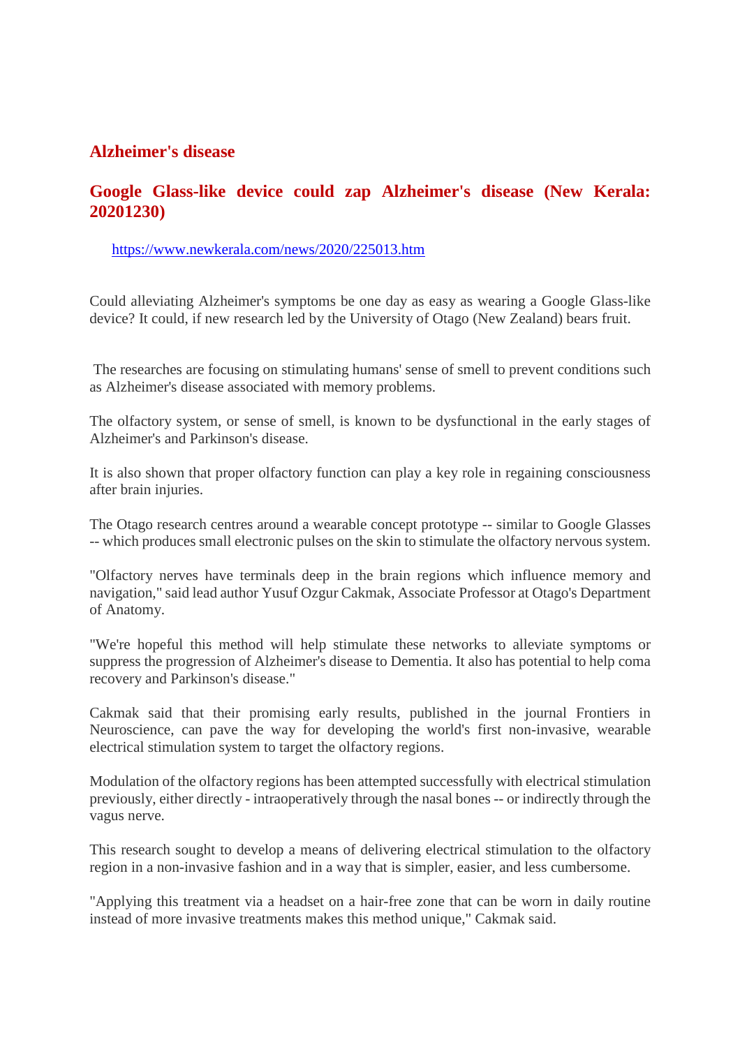## Alzheimer's disease

## Google Glass-like device could zap Alzheimer's disease (New Kerala: 20201230)

https://www.newkerala.com/news/2020/225013.htm

Could alleviating Alzheimer's symptoms be one day as easy as wearing a Google Glass-like device? It could, if new research led by the University of Otago (New Zealand) bears fruit.

The researches are focusing on stimulating humans' sense of smell to prevent conditions such as Alzheimer's disease associated with memory problems.

The olfactory system, or sense of smell, is known to be dysfunctional in the early stages of Alzheimer's and Parkinson's disease.

It is also shown that proper olfactory function can play a key role in regaining consciousness after brain injuries.

The Otago research centres around a wearable concept prototype -- similar to Google Glasses -- which produces small electronic pulses on the skin to stimulate the olfactory nervous system.

"Olfactory nerves have terminals deep in the brain regions which influence memory and navigation," said lead author Yusuf Ozgur Cakmak, Associate Professor at Otago's Department of Anatomy.

"We're hopeful this method will help stimulate these networks to alleviate symptoms or suppress the progression of Alzheimer's disease to Dementia. It also has potential to help coma recovery and Parkinson's disease."

Cakmak said that their promising early results, published in the journal Frontiers in Neuroscience, can pave the way for developing the world's first non-invasive, wearable electrical stimulation system to target the olfactory regions.

Modulation of the olfactory regions has been attempted successfully with electrical stimulation previously, either directly - intraoperatively through the nasal bones -- or indirectly through the vagus nerve.

This research sought to develop a means of delivering electrical stimulation to the olfactory region in a non-invasive fashion and in a way that is simpler, easier, and less cumbersome.

"Applying this treatment via a headset on a hair-free zone that can be worn in daily routine instead of more invasive treatments makes this method unique," Cakmak said.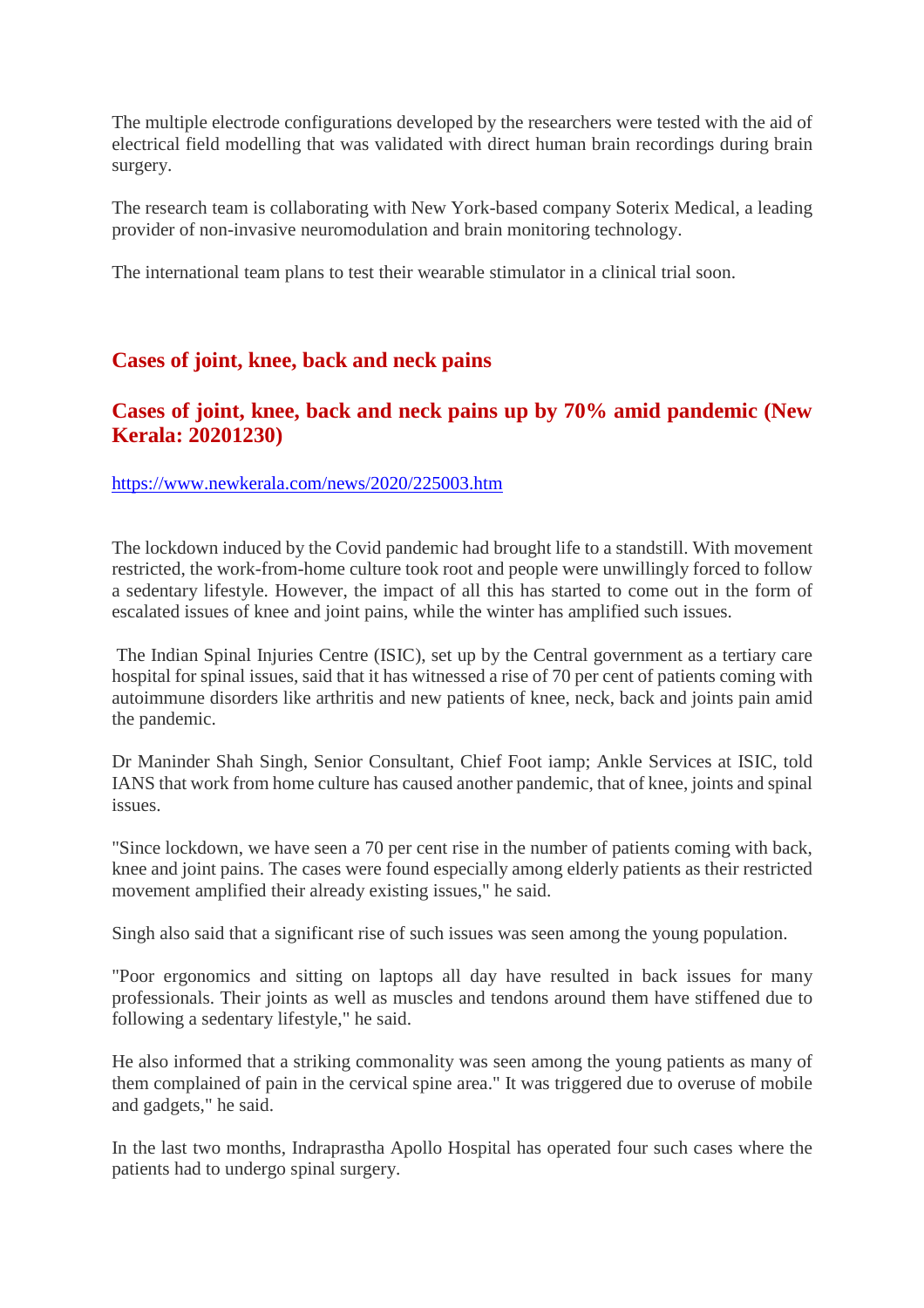The multiple electrode configurations developed by the researchers were tested with the aid of electrical field modelling that was validated with direct human brain recordings during brain surgery.

The research team is collaborating with New York-based company Soterix Medical, a leading provider of non-invasive neuromodulation and brain monitoring technology.

The international team plans to test their wearable stimulator in a clinical trial soon.

## Cases of joint, knee, back and neck pains

## Cases of joint, knee, back and neck pains up by 70% amid pandemic (New Kerala: 20201230)

https://www.newkerala.com/news/2020/225003.htm

The lockdown induced by the Covid pandemic had brought life to a standstill. With movement restricted, the work-from-home culture took root and people were unwillingly forced to follow a sedentary lifestyle. However, the impact of all this has started to come out in the form of escalated issues of knee and joint pains, while the winter has amplified such issues.

The Indian Spinal Injuries Centre (ISIC), set up by the Central government as a tertiary care hospital for spinal issues, said that it has witnessed a rise of 70 per cent of patients coming with autoimmune disorders like arthritis and new patients of knee, neck, back and joints pain amid the pandemic.

Dr Maninder Shah Singh, Senior Consultant, Chief Foot iamp; Ankle Services at ISIC, told IANS that work from home culture has caused another pandemic, that of knee, joints and spinal issues.

"Since lockdown, we have seen a 70 per cent rise in the number of patients coming with back, knee and joint pains. The cases were found especially among elderly patients as their restricted movement amplified their already existing issues," he said.

Singh also said that a significant rise of such issues was seen among the young population.

"Poor ergonomics and sitting on laptops all day have resulted in back issues for many professionals. Their joints as well as muscles and tendons around them have stiffened due to following a sedentary lifestyle," he said.

He also informed that a striking commonality was seen among the young patients as many of them complained of pain in the cervical spine area." It was triggered due to overuse of mobile and gadgets," he said.

In the last two months, Indraprastha Apollo Hospital has operated four such cases where the patients had to undergo spinal surgery.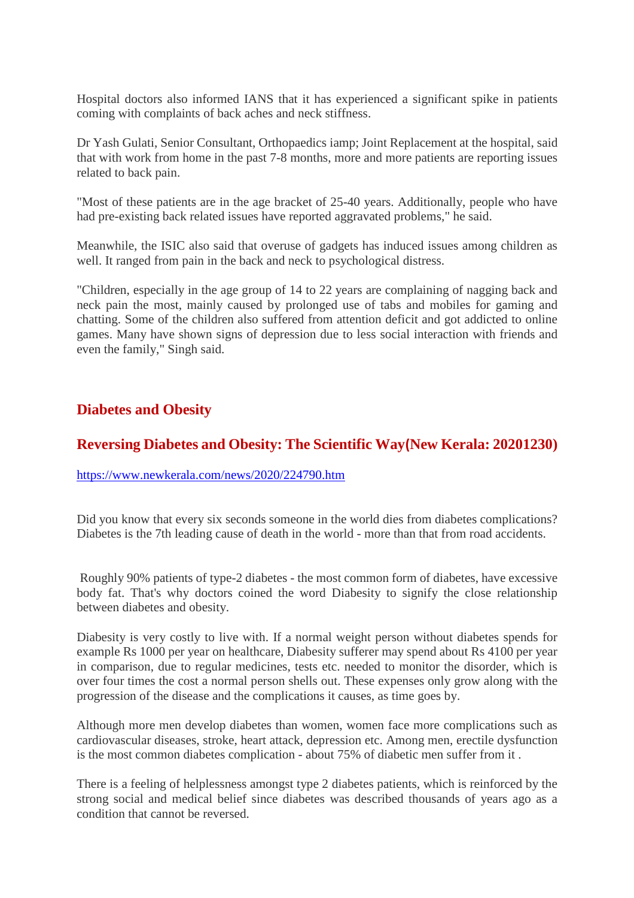Hospital doctors also informed IANS that it has experienced a significant spike in patients coming with complaints of back aches and neck stiffness.

Dr Yash Gulati, Senior Consultant, Orthopaedics iamp; Joint Replacement at the hospital, said that with work from home in the past 7-8 months, more and more patients are reporting issues related to back pain.

"Most of these patients are in the age bracket of 25-40 years. Additionally, people who have had pre-existing back related issues have reported aggravated problems," he said.

Meanwhile, the ISIC also said that overuse of gadgets has induced issues among children as well. It ranged from pain in the back and neck to psychological distress.

"Children, especially in the age group of 14 to 22 years are complaining of nagging back and neck pain the most, mainly caused by prolonged use of tabs and mobiles for gaming and chatting. Some of the children also suffered from attention deficit and got addicted to online games. Many have shown signs of depression due to less social interaction with friends and even the family," Singh said.

## Diabetes and Obesity

### Reversing Diabetes and Obesity: The Scientific Way(New Kerala: 20201230)

https://www.newkerala.com/news/2020/224790.htm

Did you know that every six seconds someone in the world dies from diabetes complications? Diabetes is the 7th leading cause of death in the world - more than that from road accidents.

Roughly 90% patients of type-2 diabetes - the most common form of diabetes, have excessive body fat. That's why doctors coined the word Diabesity to signify the close relationship between diabetes and obesity.

Diabesity is very costly to live with. If a normal weight person without diabetes spends for example Rs 1000 per year on healthcare, Diabesity sufferer may spend about Rs 4100 per year in comparison, due to regular medicines, tests etc. needed to monitor the disorder, which is over four times the cost a normal person shells out. These expenses only grow along with the progression of the disease and the complications it causes, as time goes by.

Although more men develop diabetes than women, women face more complications such as cardiovascular diseases, stroke, heart attack, depression etc. Among men, erectile dysfunction is the most common diabetes complication - about 75% of diabetic men suffer from it .

There is a feeling of helplessness amongst type 2 diabetes patients, which is reinforced by the strong social and medical belief since diabetes was described thousands of years ago as a condition that cannot be reversed.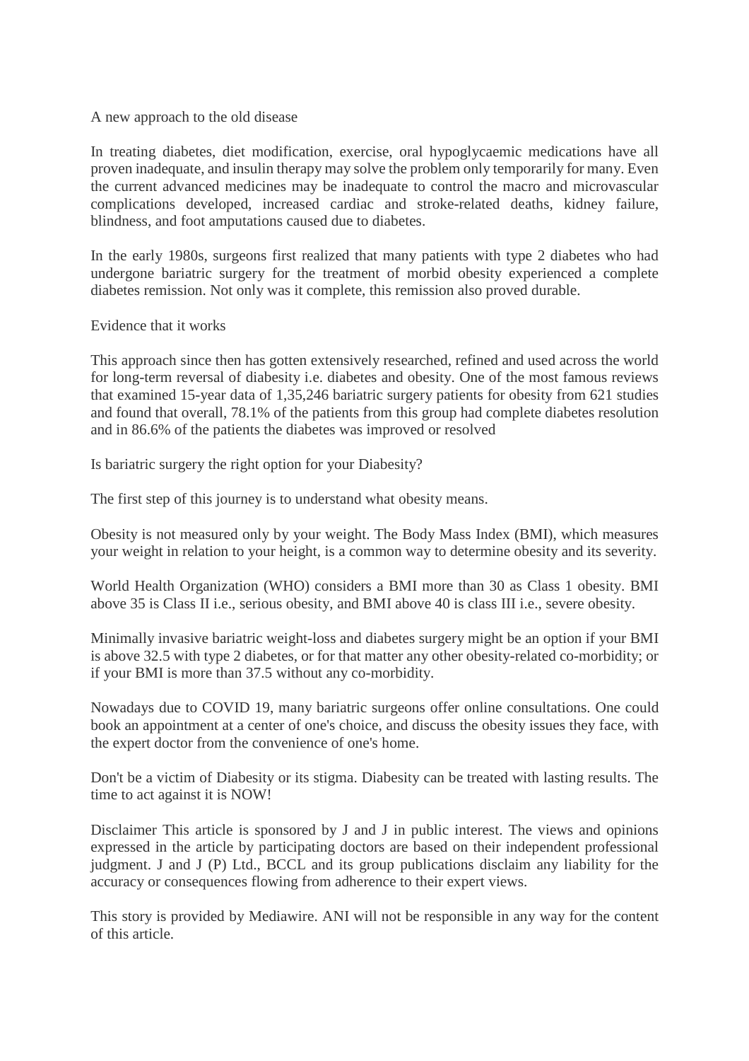## A new approach to the old disease

In treating diabetes, diet modification, exercise, oral hypoglycaemic medications have all proven inadequate, and insulin therapy may solve the problem only temporarily for many. Even the current advanced medicines may be inadequate to control the macro and microvascular complications developed, increased cardiac and stroke-related deaths, kidney failure, blindness, and foot amputations caused due to diabetes.

In the early 1980s, surgeons first realized that many patients with type 2 diabetes who had undergone bariatric surgery for the treatment of morbid obesity experienced a complete diabetes remission. Not only was it complete, this remission also proved durable.

## Evidence that it works

This approach since then has gotten extensively researched, refined and used across the world for long-term reversal of diabesity i.e. diabetes and obesity. One of the most famous reviews that examined 15-year data of 1,35,246 bariatric surgery patients for obesity from 621 studies and found that overall, 78.1% of the patients from this group had complete diabetes resolution and in 86.6% of the patients the diabetes was improved or resolved

## Is bariatric surgery the right option for your Diabesity?

The first step of this journey is to understand what obesity means.

Obesity is not measured only by your weight. The Body Mass Index (BMI), which measures your weight in relation to your height, is a common way to determine obesity and its severity.

World Health Organization (WHO) considers a BMI more than 30 as Class 1 obesity. BMI above 35 is Class II i.e., serious obesity, and BMI above 40 is class III i.e., severe obesity.

Minimally invasive bariatric weight-loss and diabetes surgery might be an option if your BMI is above 32.5 with type 2 diabetes, or for that matter any other obesity-related co-morbidity; or if your BMI is more than 37.5 without any co-morbidity.

Nowadays due to COVID 19, many bariatric surgeons offer online consultations. One could book an appointment at a center of one's choice, and discuss the obesity issues they face, with the expert doctor from the convenience of one's home.

Don't be a victim of Diabesity or its stigma. Diabesity can be treated with lasting results. The time to act against it is NOW!

Disclaimer This article is sponsored by J and J in public interest. The views and opinions expressed in the article by participating doctors are based on their independent professional judgment. J and J (P) Ltd., BCCL and its group publications disclaim any liability for the accuracy or consequences flowing from adherence to their expert views.

This story is provided by Mediawire. ANI will not be responsible in any way for the content of this article.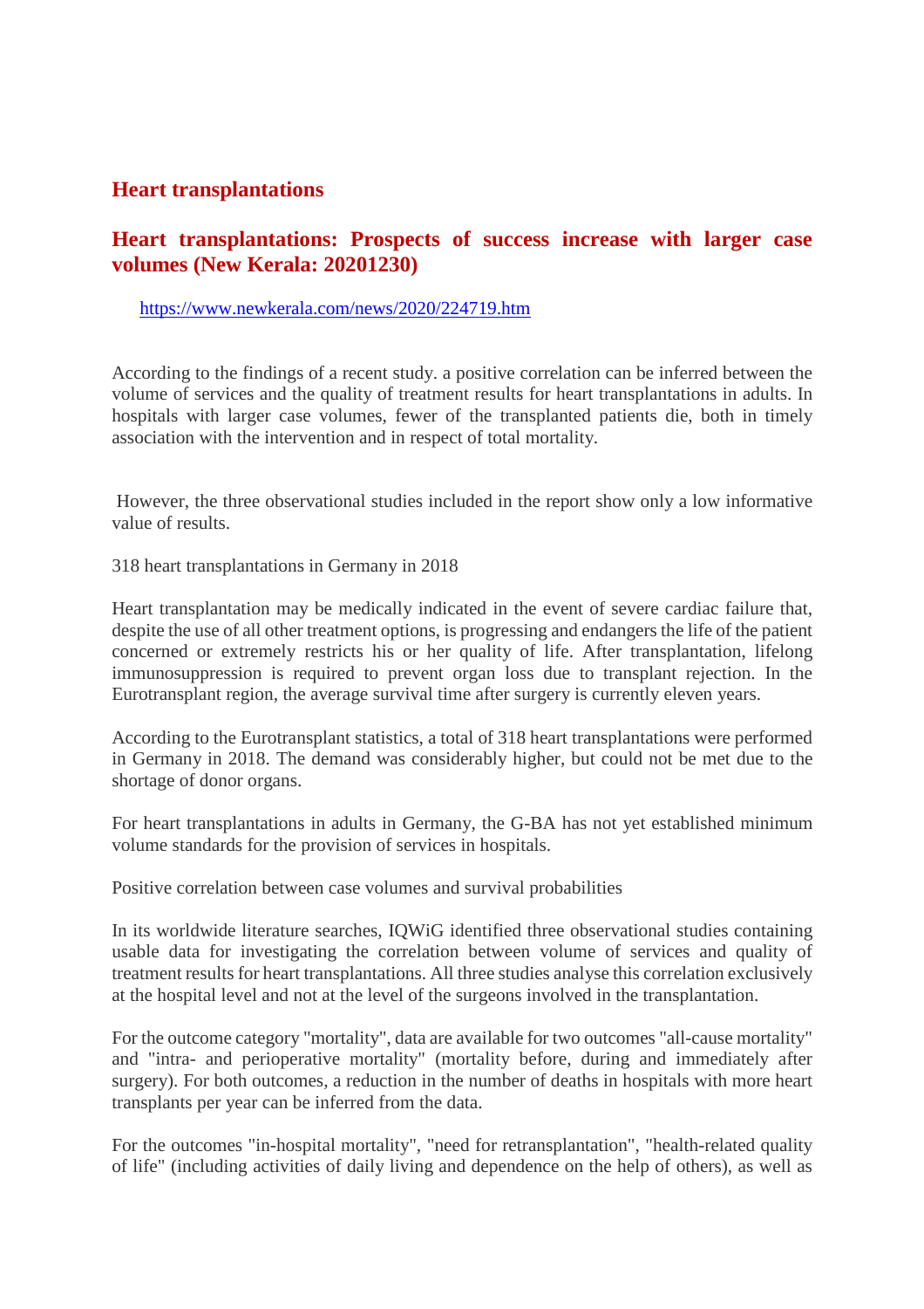## Heart transplantations

## Heart transplantations: Prospects of success increase with larger case volumes (New Kerala: 20201230)

https://www.newkerala.com/news/2020/224719.htm

According to the findings of a recent study. a positive correlation can be inferred between the volume of services and the quality of treatment results for heart transplantations in adults. In hospitals with larger case volumes, fewer of the transplanted patients die, both in timely association with the intervention and in respect of total mortality.

However, the three observational studies included in the report show only a low informative value of results.

318 heart transplantations in Germany in 2018

Heart transplantation may be medically indicated in the event of severe cardiac failure that, despite the use of all other treatment options, is progressing and endangers the life of the patient concerned or extremely restricts his or her quality of life. After transplantation, lifelong immunosuppression is required to prevent organ loss due to transplant rejection. In the Eurotransplant region, the average survival time after surgery is currently eleven years.

According to the Eurotransplant statistics, a total of 318 heart transplantations were performed in Germany in 2018. The demand was considerably higher, but could not be met due to the shortage of donor organs.

For heart transplantations in adults in Germany, the G-BA has not yet established minimum volume standards for the provision of services in hospitals.

Positive correlation between case volumes and survival probabilities

In its worldwide literature searches, IQWiG identified three observational studies containing usable data for investigating the correlation between volume of services and quality of treatment results for heart transplantations. All three studies analyse this correlation exclusively at the hospital level and not at the level of the surgeons involved in the transplantation.

For the outcome category "mortality", data are available for two outcomes "all-cause mortality" and "intra- and perioperative mortality" (mortality before, during and immediately after surgery). For both outcomes, a reduction in the number of deaths in hospitals with more heart transplants per year can be inferred from the data.

For the outcomes "in-hospital mortality", "need for retransplantation", "health-related quality of life" (including activities of daily living and dependence on the help of others), as well as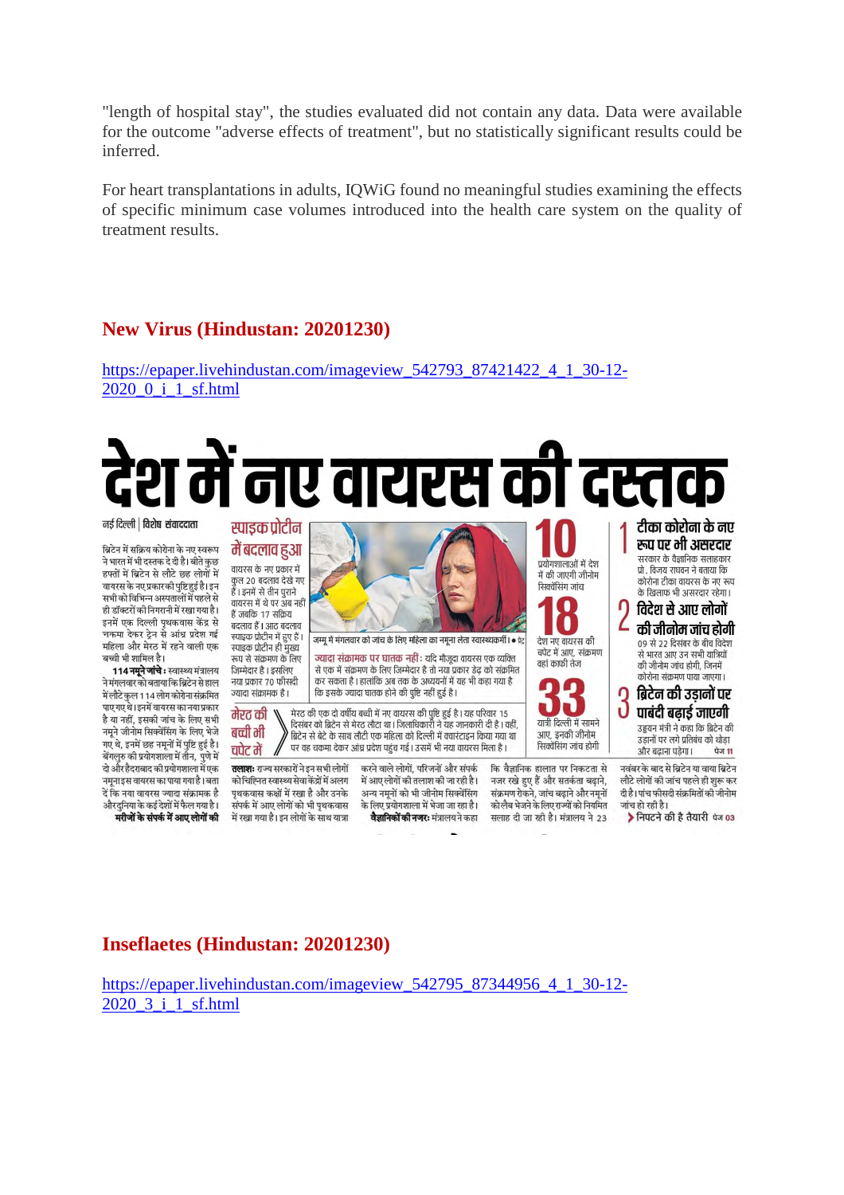"length of hospital stay", the studies evaluated did not contain any data. Data were available for the outcome "adverse effects of treatment", but no statistically significant results could be inferred.

For heart transplantations in adults, IQWiG found no meaningful studies examining the effects of specific minimum case volumes introduced into the health care system on the quality of treatment results.

## New Virus (Hindustan: 20201230)

https://epaper.livehindustan.com/imageview_542793_87421422_4_1_30-12-2020_0_i_1_sf.html

# देश में नए वायरस की दस्तक

नई दिल्ली | विशेष संवाददाता

ब्रिटेन में सक्रिय कोरोना के नए स्वरूप ने भारत में भी दस्तक दे दी है। बीते कुछ हफ्तों में ब्रिटेन से लौटे छह लोगों में वायरस के नए प्रकार की पुष्टि हुई है। इन सभी को विभिन्न अस्पतालों में पहले से ही डॉक्टरों की निगरानी में रखा गया है। इनमें एक दिल्ली पृथकवास केंद्र से चकमा देकर ट्रेन से आंध्र प्रदेश गई महिला और मेरठ में रहने वाली एक बच्ची भी शामिल है।

**114 नमूने जांचे :** स्वास्थ्य मंत्रालय ने मंगलवार को बताया कि ब्रिटेन से हाल में लौटे कुल 114 लोग कोरोना संक्रमित पाए गए थे। इनमें वायरस का नया प्रकार है या नहीं, इसकी जांच के लिए सभी नमूने जीनोम सिक्वेंसिंग के लिए भेजे गए थे, इनमें छह नमूनों में पुष्टि हुई है। बेंगलुरु की प्रयोगशाला में तीन, पुणे में दो और हैदराबाद की प्रयोगशाला में एक नमूना इस वायरस का पाया गया है। बता दें कि नया वायरस ज्यादा संक्रामक है और दुनिया के कई देशों में फैल गया है।

**मरीजों के संपर्क में आए लोगों की तलाश:** राज्य सरकारों ने इन सभी लोगों को चिह्नित स्वास्थ्य सेवा केंद्रों में अलग पृथकवास कक्षों में रखा है और उनके संपर्क में आए लोगों को भी पृथकवास में रखा गया है। इन लोगों के साथ यात्रा करने वाले लोगों, परिजनों और संपर्क में आए लोगों की तलाश की जा रही है। अन्य नमूनों को भी जीनोम सिक्वेंसिंग के लिए प्रयोगशाला में भेजा जा रहा है।

**वैज्ञानिकों की नजर:** मंत्रालय ने कहा कि वैज्ञानिक हालात पर निकटता से नजर रखे हुए हैं और सतर्कता बढ़ाने, संक्रमण रोकने, जांच बढ़ाने और नमूनों को लैब भेजने के लिए राज्यों को नियमित सलाह दी जा रही है। मंत्रालय ने 23 नवंबर के बाद से ब्रिटेन या वाया ब्रिटेन लौटे लोगों की जांच पहले ही शुरू कर दी है। पांच फीसदी संक्रमितों की जीनोम जांच हो रही है।

### स्पाइक प्रोटीन में बदलाव हुआ

वायरस के नए प्रकार में कुल 20 बदलाव देखे गए हैं। इनमें से तीन पुराने वायरस में थे पर अब नहीं हैं जबकि 17 सक्रिय बदलाव हैं। आठ बदलाव स्पाइक प्रोटीन में हुए हैं। स्पाइक प्रोटीन ही मुख्य रूप से संक्रमण के लिए जिम्मेदार है। इसलिए नया प्रकार 70 फीसदी ज्यादा संक्रामक है।

जम्मू में मंगलवार को जांच के लिए महिला का नमूना लेता स्वास्थ्यकर्मी। • प्रेट्र

**ज्यादा संक्रामक पर घातक नहीं :** यदि मौजूदा वायरस एक व्यक्ति से एक में संक्रमण के लिए जिम्मेदार है तो नया प्रकार डेढ़ को संक्रमित कर सकता है। हालांकि अब तक के अध्ययनों में यह भी कहा गया है कि इसके ज्यादा घातक होने की पुष्टि नहीं हुई है।

### मेरठ की बच्ची भी चपेट में

मेरठ की एक दो वर्षीय बच्ची में नए वायरस की पुष्टि हुई है। यह परिवार 15 दिसंबर को ब्रिटेन से मेरठ लौटा था। जिलाधिकारी ने यह जानकारी दी है। वहीं, ब्रिटेन से बेटे के साथ लौटी एक महिला को दिल्ली में क्वारंटाइन किया गया था पर वह चकमा देकर आंध्र प्रदेश पहुंच गई। उसमें भी नया वायरस मिला है।

**10** प्रयोगशालाओं में देश में की जाएगी जीनोम सिक्वेंसिंग जांच

**18** देश नए वायरस की चपेट में आए, संक्रमण वहां काफी तेज

**33** यात्री दिल्ली में सामने आए, इनकी जीनोम सिक्वेंसिंग जांच होगी

**1 टीका कोरोना के नए रूप पर भी असरदार**
सरकार के वैज्ञानिक सलाहकार प्रो. विजय राघवन ने बताया कि कोरोना टीका वायरस के नए रूप के खिलाफ भी असरदार रहेगा।

**2 विदेश से आए लोगों की जीनोम जांच होगी**
09 से 22 दिसंबर के बीच विदेश से भारत आए उन सभी यात्रियों की जीनोम जांच होगी, जिनमें कोरोना संक्रमण पाया जाएगा।

**3 ब्रिटेन की उड़ानों पर पाबंदी बढ़ाई जाएगी**
उड्डयन मंत्री ने कहा कि ब्रिटेन की उड़ानों पर लगे प्रतिबंध को थोड़ा और बढ़ाना पड़ेगा। पेज 11

› निपटने की है तैयारी पेज 03

## Inseflaetes (Hindustan: 20201230)

https://epaper.livehindustan.com/imageview_542795_87344956_4_1_30-12-2020_3_i_1_sf.html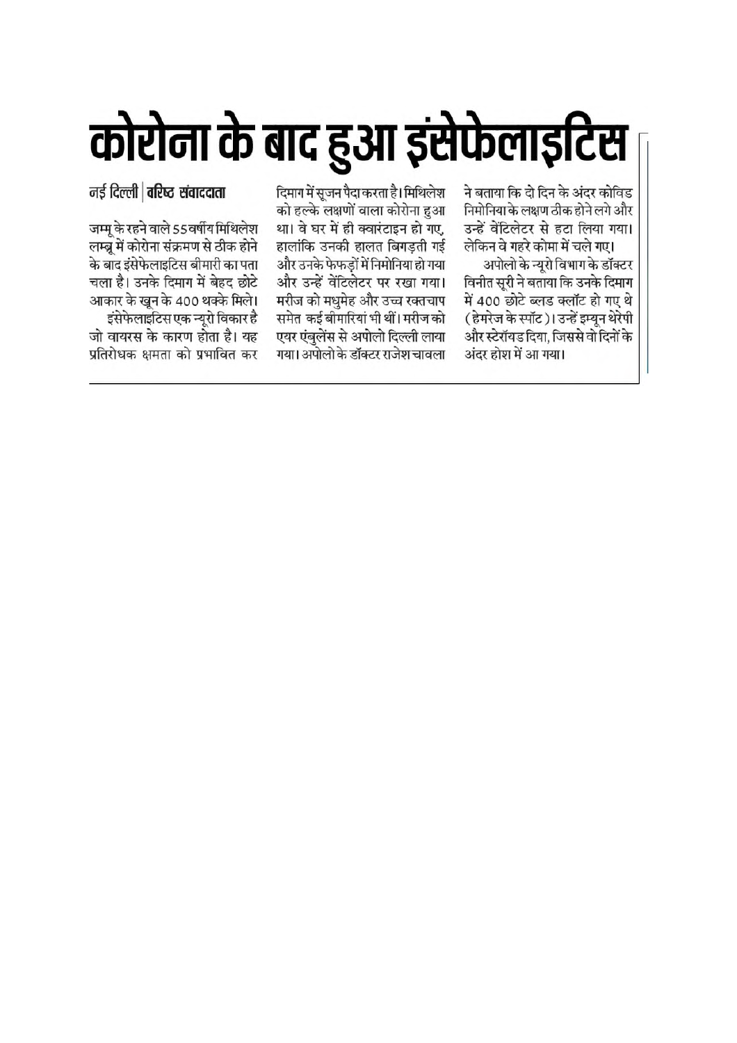# कोरोना के बाद हुआ इंसेफेलाइटिस

नई दिल्ली | **वरिष्ठ संवाददाता**

जम्मू के रहने वाले 55 वर्षीय मिथिलेश लम्ब्रू में कोरोना संक्रमण से ठीक होने के बाद इंसेफेलाइटिस बीमारी का पता चला है। उनके दिमाग में बेहद छोटे आकार के खून के 400 थक्के मिले।

इंसेफेलाइटिस एक न्यूरो विकार है जो वायरस के कारण होता है। यह प्रतिरोधक क्षमता को प्रभावित कर दिमाग में सूजन पैदा करता है। मिथिलेश को हल्के लक्षणों वाला कोरोना हुआ था। वे घर में ही क्वारंटाइन हो गए, हालांकि उनकी हालत बिगड़ती गई और उनके फेफड़ों में निमोनिया हो गया और उन्हें वेंटिलेटर पर रखा गया। मरीज को मधुमेह और उच्च रक्तचाप समेत कई बीमारियां भी थीं। मरीज को एयर एंबुलेंस से अपोलो दिल्ली लाया गया। अपोलो के डॉक्टर राजेश चावला ने बताया कि दो दिन के अंदर कोविड निमोनिया के लक्षण ठीक होने लगे और उन्हें वेंटिलेटर से हटा लिया गया। लेकिन वे गहरे कोमा में चले गए।

अपोलो के न्यूरो विभाग के डॉक्टर विनीत सूरी ने बताया कि उनके दिमाग में 400 छोटे ब्लड क्लॉट हो गए थे (हेमरेज के स्पॉट)। उन्हें इम्यून थेरेपी और स्टेरॉयड दिया, जिससे वो दिनों के अंदर होश में आ गया।